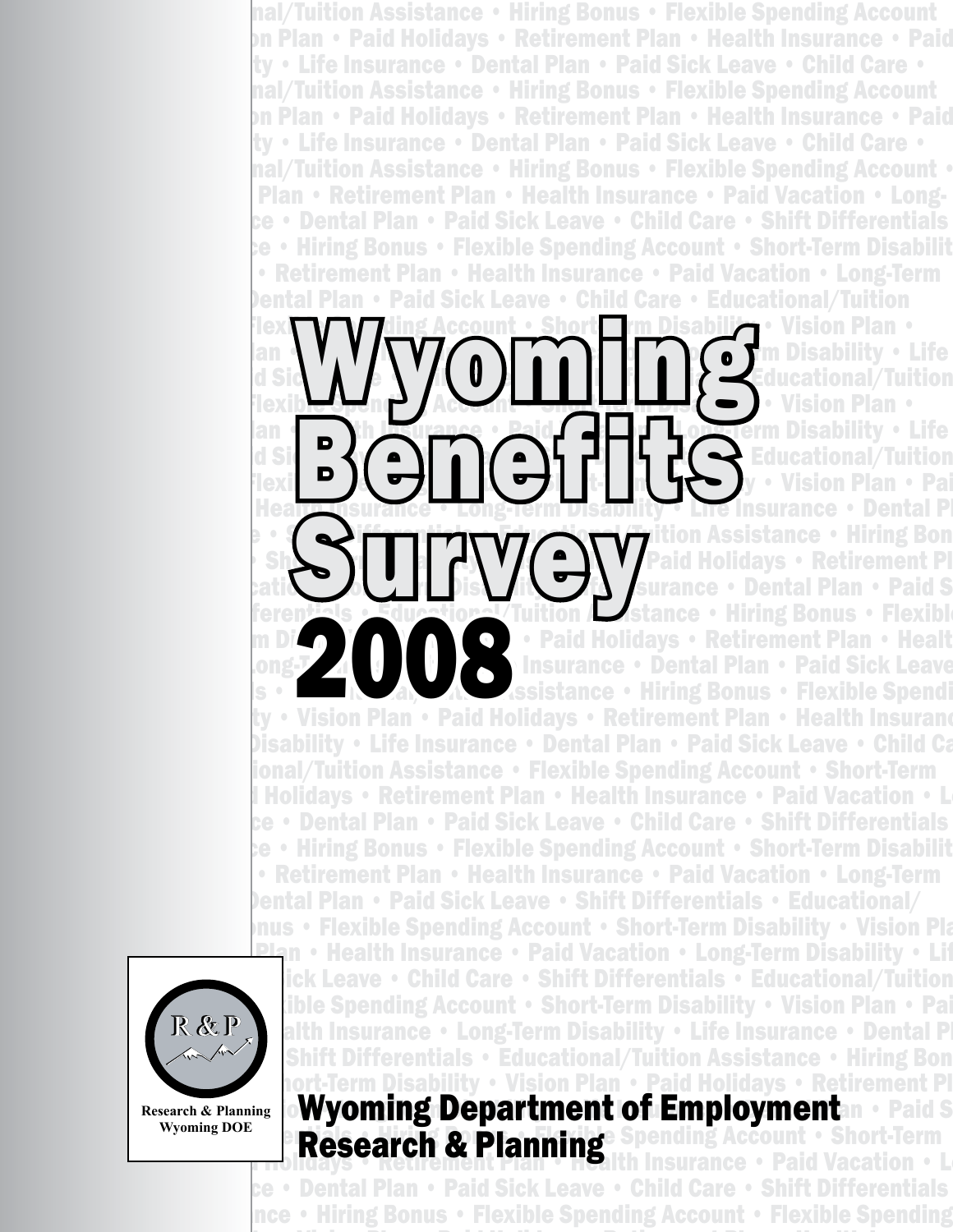# Wyoming Benefits Survey 2008

R & P

Research & Planning
Wyoming DOE

Wyoming Department of Employment
Research & Planning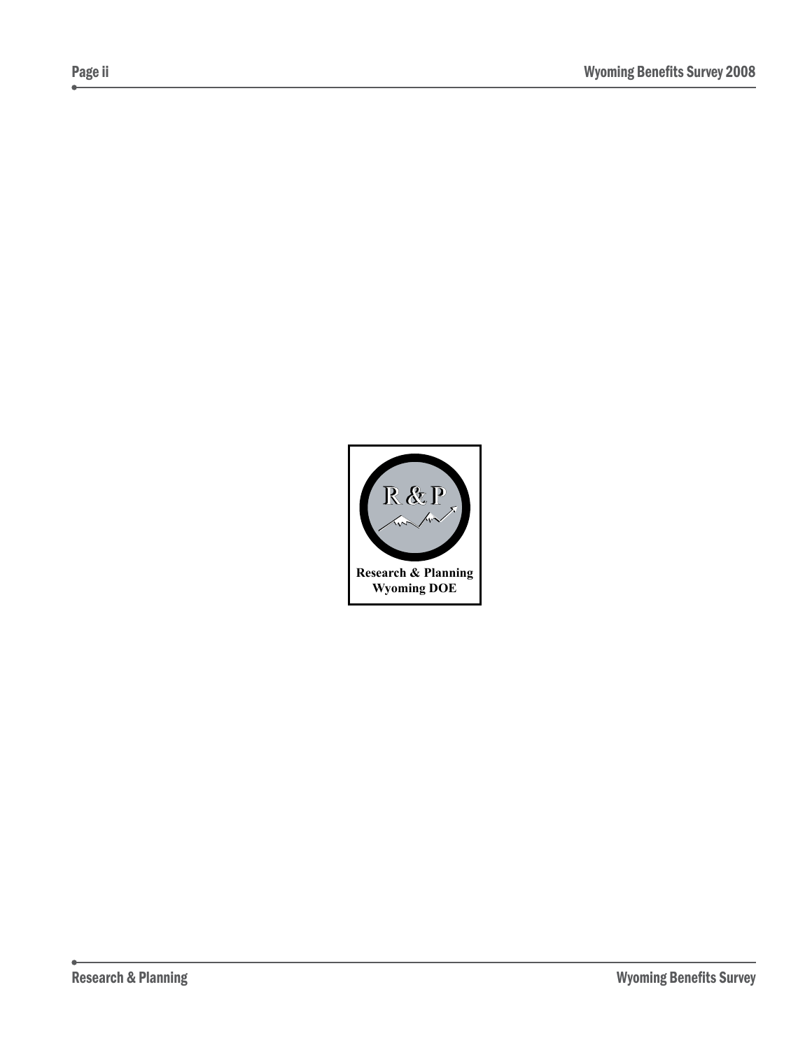R & P

Research & Planning
Wyoming DOE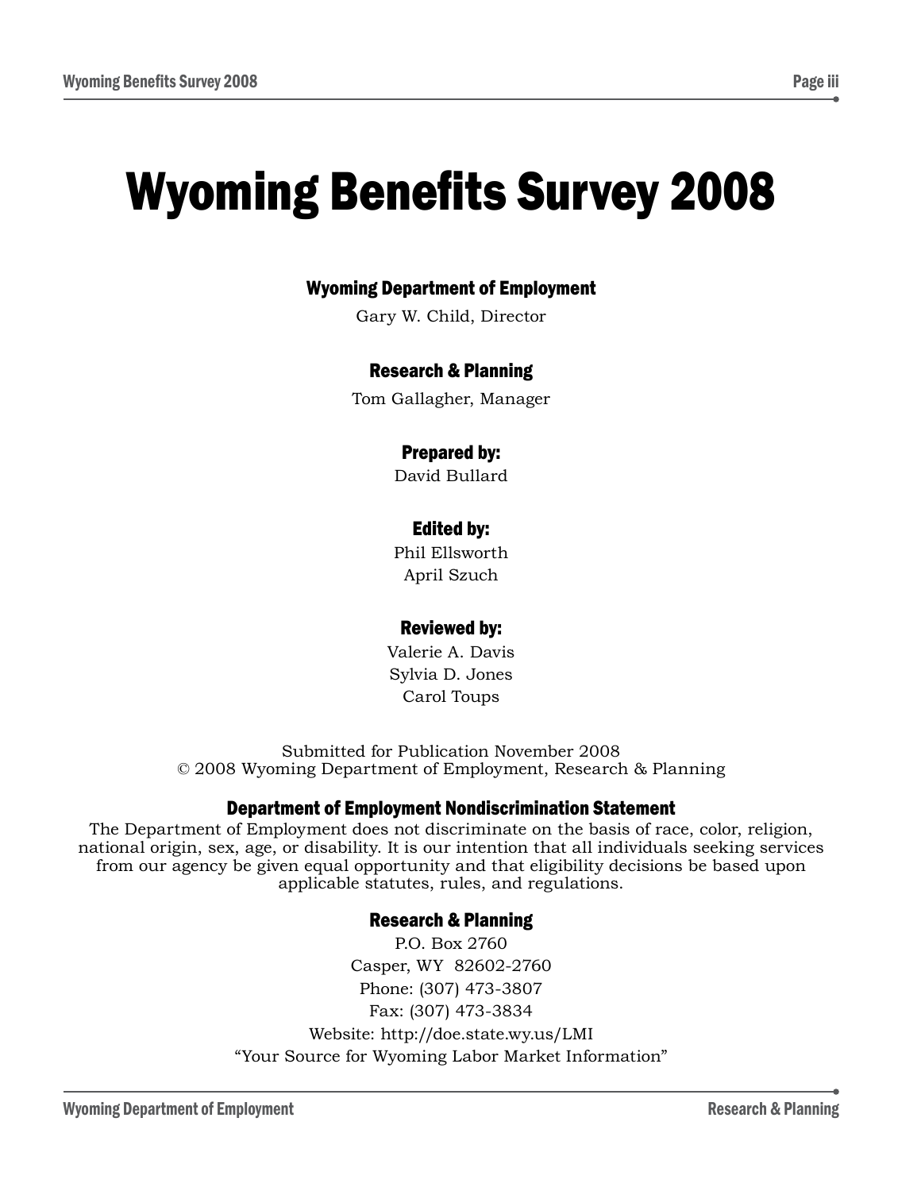# Wyoming Benefits Survey 2008

### Wyoming Department of Employment

Gary W. Child, Director

### Research & Planning

Tom Gallagher, Manager

### Prepared by:

David Bullard

### Edited by:

Phil Ellsworth
April Szuch

### Reviewed by:

Valerie A. Davis
Sylvia D. Jones
Carol Toups

Submitted for Publication November 2008
© 2008 Wyoming Department of Employment, Research & Planning

### Department of Employment Nondiscrimination Statement

The Department of Employment does not discriminate on the basis of race, color, religion, national origin, sex, age, or disability. It is our intention that all individuals seeking services from our agency be given equal opportunity and that eligibility decisions be based upon applicable statutes, rules, and regulations.

### Research & Planning

P.O. Box 2760
Casper, WY 82602-2760
Phone: (307) 473-3807
Fax: (307) 473-3834
Website: http://doe.state.wy.us/LMI
"Your Source for Wyoming Labor Market Information"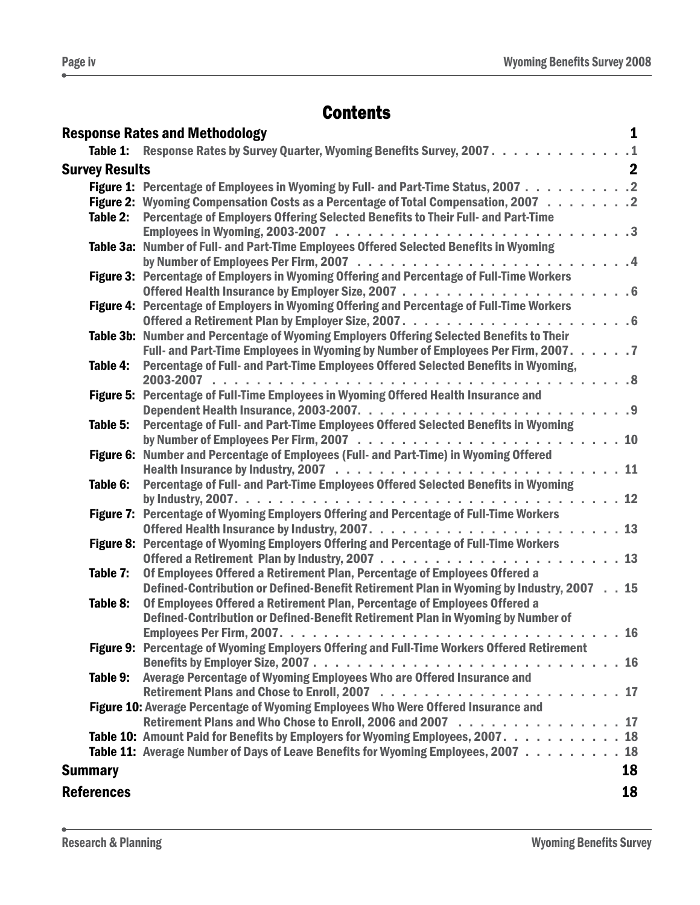# Contents

**Response Rates and Methodology** 1

- **Table 1:** Response Rates by Survey Quarter, Wyoming Benefits Survey, 2007 . . . . . 1

**Survey Results** 2

- **Figure 1:** Percentage of Employees in Wyoming by Full- and Part-Time Status, 2007 . . . . . 2
- **Figure 2:** Wyoming Compensation Costs as a Percentage of Total Compensation, 2007 . . . . . 2
- **Table 2:** Percentage of Employers Offering Selected Benefits to Their Full- and Part-Time Employees in Wyoming, 2003-2007 . . . . . 3
- **Table 3a:** Number of Full- and Part-Time Employees Offered Selected Benefits in Wyoming by Number of Employees Per Firm, 2007 . . . . . 4
- **Figure 3:** Percentage of Employers in Wyoming Offering and Percentage of Full-Time Workers Offered Health Insurance by Employer Size, 2007 . . . . . 6
- **Figure 4:** Percentage of Employers in Wyoming Offering and Percentage of Full-Time Workers Offered a Retirement Plan by Employer Size, 2007 . . . . . 6
- **Table 3b:** Number and Percentage of Wyoming Employers Offering Selected Benefits to Their Full- and Part-Time Employees in Wyoming by Number of Employees Per Firm, 2007 . . . . . 7
- **Table 4:** Percentage of Full- and Part-Time Employees Offered Selected Benefits in Wyoming, 2003-2007 . . . . . 8
- **Figure 5:** Percentage of Full-Time Employees in Wyoming Offered Health Insurance and Dependent Health Insurance, 2003-2007 . . . . . 9
- **Table 5:** Percentage of Full- and Part-Time Employees Offered Selected Benefits in Wyoming by Number of Employees Per Firm, 2007 . . . . . 10
- **Figure 6:** Number and Percentage of Employees (Full- and Part-Time) in Wyoming Offered Health Insurance by Industry, 2007 . . . . . 11
- **Table 6:** Percentage of Full- and Part-Time Employees Offered Selected Benefits in Wyoming by Industry, 2007 . . . . . 12
- **Figure 7:** Percentage of Wyoming Employers Offering and Percentage of Full-Time Workers Offered Health Insurance by Industry, 2007 . . . . . 13
- **Figure 8:** Percentage of Wyoming Employers Offering and Percentage of Full-Time Workers Offered a Retirement Plan by Industry, 2007 . . . . . 13
- **Table 7:** Of Employees Offered a Retirement Plan, Percentage of Employees Offered a Defined-Contribution or Defined-Benefit Retirement Plan in Wyoming by Industry, 2007 . . . . . 15
- **Table 8:** Of Employees Offered a Retirement Plan, Percentage of Employees Offered a Defined-Contribution or Defined-Benefit Retirement Plan in Wyoming by Number of Employees Per Firm, 2007 . . . . . 16
- **Figure 9:** Percentage of Wyoming Employers Offering and Full-Time Workers Offered Retirement Benefits by Employer Size, 2007 . . . . . 16
- **Table 9:** Average Percentage of Wyoming Employees Who are Offered Insurance and Retirement Plans and Chose to Enroll, 2007 . . . . . 17
- **Figure 10:** Average Percentage of Wyoming Employees Who Were Offered Insurance and Retirement Plans and Who Chose to Enroll, 2006 and 2007 . . . . . 17
- **Table 10:** Amount Paid for Benefits by Employers for Wyoming Employees, 2007 . . . . . 18
- **Table 11:** Average Number of Days of Leave Benefits for Wyoming Employees, 2007 . . . . . 18

**Summary** 18

**References** 18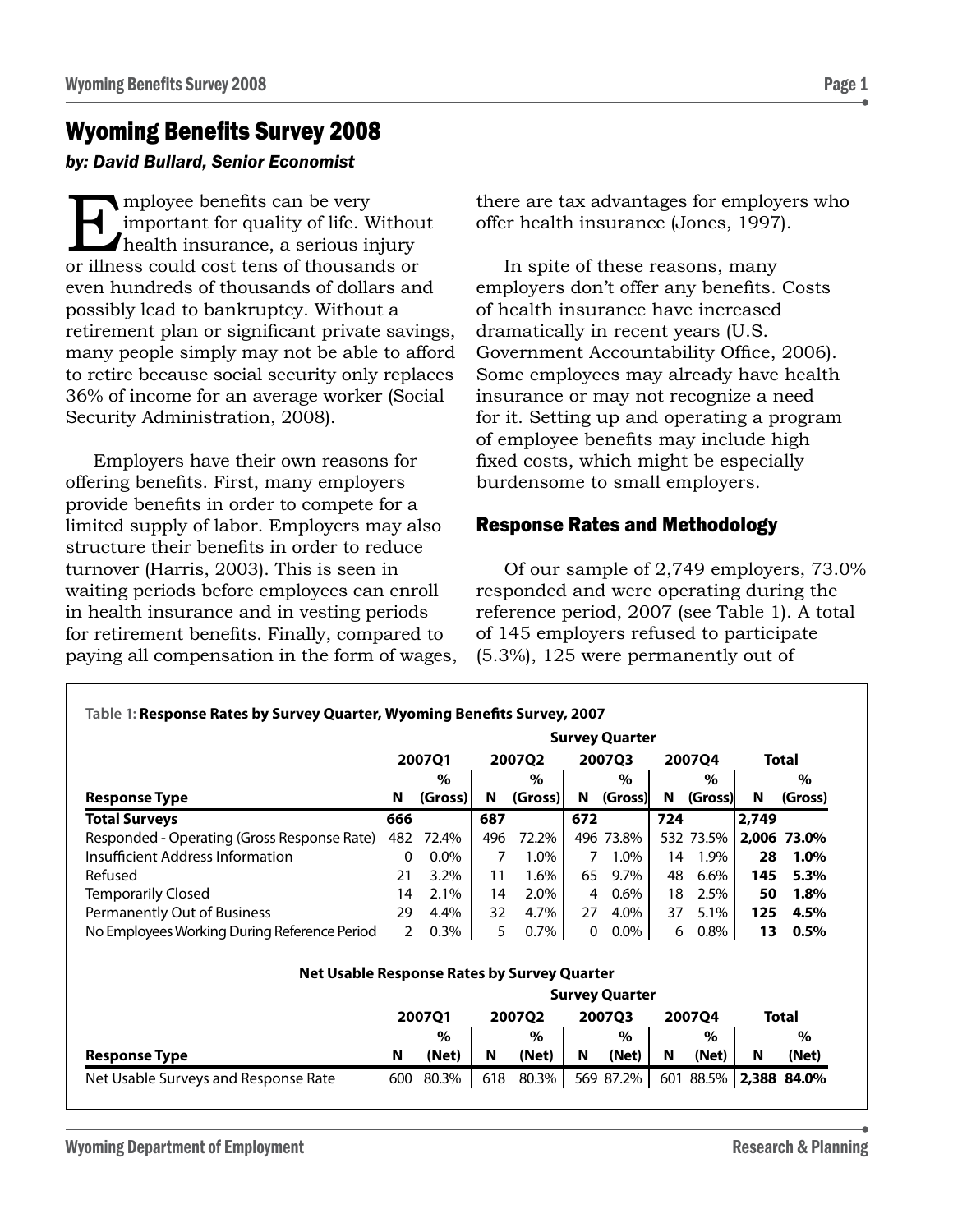# Wyoming Benefits Survey 2008

*by: David Bullard, Senior Economist*

Employee benefits can be very important for quality of life. Without health insurance, a serious injury or illness could cost tens of thousands or even hundreds of thousands of dollars and possibly lead to bankruptcy. Without a retirement plan or significant private savings, many people simply may not be able to afford to retire because social security only replaces 36% of income for an average worker (Social Security Administration, 2008).

Employers have their own reasons for offering benefits. First, many employers provide benefits in order to compete for a limited supply of labor. Employers may also structure their benefits in order to reduce turnover (Harris, 2003). This is seen in waiting periods before employees can enroll in health insurance and in vesting periods for retirement benefits. Finally, compared to paying all compensation in the form of wages, there are tax advantages for employers who offer health insurance (Jones, 1997).

In spite of these reasons, many employers don't offer any benefits. Costs of health insurance have increased dramatically in recent years (U.S. Government Accountability Office, 2006). Some employees may already have health insurance or may not recognize a need for it. Setting up and operating a program of employee benefits may include high fixed costs, which might be especially burdensome to small employers.

## Response Rates and Methodology

Of our sample of 2,749 employers, 73.0% responded and were operating during the reference period, 2007 (see Table 1). A total of 145 employers refused to participate (5.3%), 125 were permanently out of

**Table 1: Response Rates by Survey Quarter, Wyoming Benefits Survey, 2007**

| | Survey Quarter | | | | | | | | | |
|---|---|---|---|---|---|---|---|---|---|---|
| | 2007Q1 | | 2007Q2 | | 2007Q3 | | 2007Q4 | | Total | |
| **Response Type** | **N** | **% (Gross)** | **N** | **% (Gross)** | **N** | **% (Gross)** | **N** | **% (Gross)** | **N** | **% (Gross)** |
| **Total Surveys** | **666** | | **687** | | **672** | | **724** | | **2,749** | |
| Responded - Operating (Gross Response Rate) | 482 | 72.4% | 496 | 72.2% | 496 | 73.8% | 532 | 73.5% | **2,006** | **73.0%** |
| Insufficient Address Information | 0 | 0.0% | 7 | 1.0% | 7 | 1.0% | 14 | 1.9% | **28** | **1.0%** |
| Refused | 21 | 3.2% | 11 | 1.6% | 65 | 9.7% | 48 | 6.6% | **145** | **5.3%** |
| Temporarily Closed | 14 | 2.1% | 14 | 2.0% | 4 | 0.6% | 18 | 2.5% | **50** | **1.8%** |
| Permanently Out of Business | 29 | 4.4% | 32 | 4.7% | 27 | 4.0% | 37 | 5.1% | **125** | **4.5%** |
| No Employees Working During Reference Period | 2 | 0.3% | 5 | 0.7% | 0 | 0.0% | 6 | 0.8% | **13** | **0.5%** |

**Net Usable Response Rates by Survey Quarter**

| | Survey Quarter | | | | | | | | | |
|---|---|---|---|---|---|---|---|---|---|---|
| | 2007Q1 | | 2007Q2 | | 2007Q3 | | 2007Q4 | | Total | |
| **Response Type** | **N** | **% (Net)** | **N** | **% (Net)** | **N** | **% (Net)** | **N** | **% (Net)** | **N** | **% (Net)** |
| Net Usable Surveys and Response Rate | 600 | 80.3% | 618 | 80.3% | 569 | 87.2% | 601 | 88.5% | **2,388** | **84.0%** |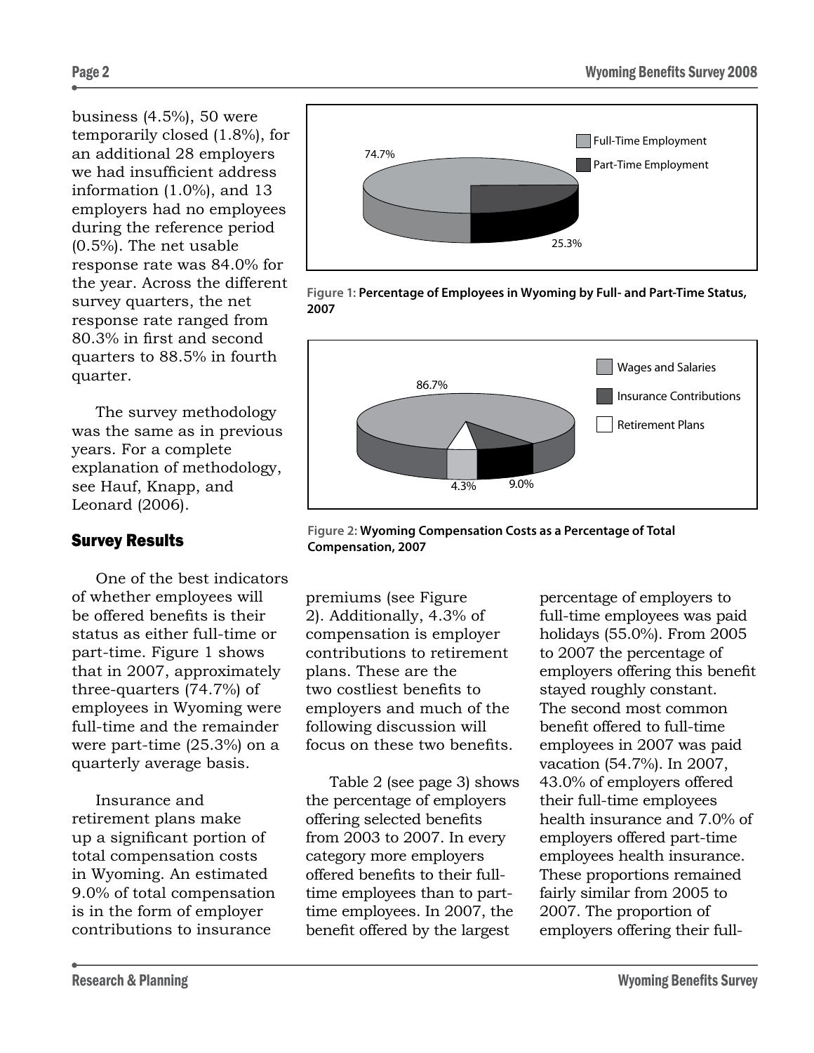business (4.5%), 50 were temporarily closed (1.8%), for an additional 28 employers we had insufficient address information (1.0%), and 13 employers had no employees during the reference period (0.5%). The net usable response rate was 84.0% for the year. Across the different survey quarters, the net response rate ranged from 80.3% in first and second quarters to 88.5% in fourth quarter.

The survey methodology was the same as in previous years. For a complete explanation of methodology, see Hauf, Knapp, and Leonard (2006).

## Survey Results

One of the best indicators of whether employees will be offered benefits is their status as either full-time or part-time. Figure 1 shows that in 2007, approximately three-quarters (74.7%) of employees in Wyoming were full-time and the remainder were part-time (25.3%) on a quarterly average basis.

Insurance and retirement plans make up a significant portion of total compensation costs in Wyoming. An estimated 9.0% of total compensation is in the form of employer contributions to insurance premiums (see Figure 2). Additionally, 4.3% of compensation is employer contributions to retirement plans. These are the two costliest benefits to employers and much of the following discussion will focus on these two benefits.

Table 2 (see page 3) shows the percentage of employers offering selected benefits from 2003 to 2007. In every category more employers offered benefits to their full-time employees than to part-time employees. In 2007, the benefit offered by the largest percentage of employers to full-time employees was paid holidays (55.0%). From 2005 to 2007 the percentage of employers offering this benefit stayed roughly constant. The second most common benefit offered to full-time employees in 2007 was paid vacation (54.7%). In 2007, 43.0% of employers offered their full-time employees health insurance and 7.0% of employers offered part-time employees health insurance. These proportions remained fairly similar from 2005 to 2007. The proportion of employers offering their full-

**Figure 1: Percentage of Employees in Wyoming by Full- and Part-Time Status, 2007**

| Status | Percentage |
|---|---|
| Full-Time Employment | 74.7% |
| Part-Time Employment | 25.3% |

**Figure 2: Wyoming Compensation Costs as a Percentage of Total Compensation, 2007**

| Component | Percentage |
|---|---|
| Wages and Salaries | 86.7% |
| Insurance Contributions | 9.0% |
| Retirement Plans | 4.3% |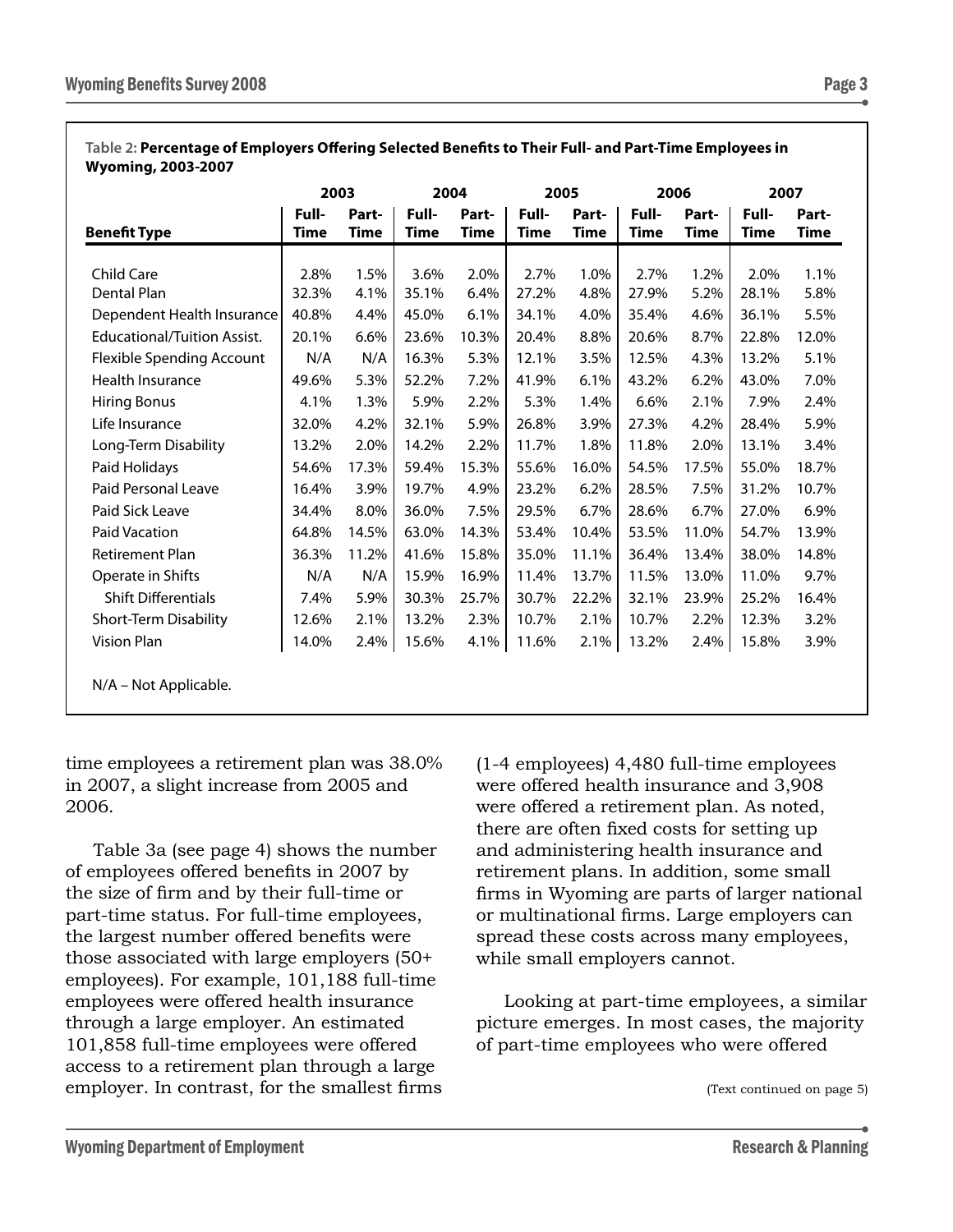**Table 2: Percentage of Employers Offering Selected Benefits to Their Full- and Part-Time Employees in Wyoming, 2003-2007**

| | 2003 | | 2004 | | 2005 | | 2006 | | 2007 | |
|---|---|---|---|---|---|---|---|---|---|---|
| **Benefit Type** | **Full-Time** | **Part-Time** | **Full-Time** | **Part-Time** | **Full-Time** | **Part-Time** | **Full-Time** | **Part-Time** | **Full-Time** | **Part-Time** |
| Child Care | 2.8% | 1.5% | 3.6% | 2.0% | 2.7% | 1.0% | 2.7% | 1.2% | 2.0% | 1.1% |
| Dental Plan | 32.3% | 4.1% | 35.1% | 6.4% | 27.2% | 4.8% | 27.9% | 5.2% | 28.1% | 5.8% |
| Dependent Health Insurance | 40.8% | 4.4% | 45.0% | 6.1% | 34.1% | 4.0% | 35.4% | 4.6% | 36.1% | 5.5% |
| Educational/Tuition Assist. | 20.1% | 6.6% | 23.6% | 10.3% | 20.4% | 8.8% | 20.6% | 8.7% | 22.8% | 12.0% |
| Flexible Spending Account | N/A | N/A | 16.3% | 5.3% | 12.1% | 3.5% | 12.5% | 4.3% | 13.2% | 5.1% |
| Health Insurance | 49.6% | 5.3% | 52.2% | 7.2% | 41.9% | 6.1% | 43.2% | 6.2% | 43.0% | 7.0% |
| Hiring Bonus | 4.1% | 1.3% | 5.9% | 2.2% | 5.3% | 1.4% | 6.6% | 2.1% | 7.9% | 2.4% |
| Life Insurance | 32.0% | 4.2% | 32.1% | 5.9% | 26.8% | 3.9% | 27.3% | 4.2% | 28.4% | 5.9% |
| Long-Term Disability | 13.2% | 2.0% | 14.2% | 2.2% | 11.7% | 1.8% | 11.8% | 2.0% | 13.1% | 3.4% |
| Paid Holidays | 54.6% | 17.3% | 59.4% | 15.3% | 55.6% | 16.0% | 54.5% | 17.5% | 55.0% | 18.7% |
| Paid Personal Leave | 16.4% | 3.9% | 19.7% | 4.9% | 23.2% | 6.2% | 28.5% | 7.5% | 31.2% | 10.7% |
| Paid Sick Leave | 34.4% | 8.0% | 36.0% | 7.5% | 29.5% | 6.7% | 28.6% | 6.7% | 27.0% | 6.9% |
| Paid Vacation | 64.8% | 14.5% | 63.0% | 14.3% | 53.4% | 10.4% | 53.5% | 11.0% | 54.7% | 13.9% |
| Retirement Plan | 36.3% | 11.2% | 41.6% | 15.8% | 35.0% | 11.1% | 36.4% | 13.4% | 38.0% | 14.8% |
| Operate in Shifts | N/A | N/A | 15.9% | 16.9% | 11.4% | 13.7% | 11.5% | 13.0% | 11.0% | 9.7% |
| Shift Differentials | 7.4% | 5.9% | 30.3% | 25.7% | 30.7% | 22.2% | 32.1% | 23.9% | 25.2% | 16.4% |
| Short-Term Disability | 12.6% | 2.1% | 13.2% | 2.3% | 10.7% | 2.1% | 10.7% | 2.2% | 12.3% | 3.2% |
| Vision Plan | 14.0% | 2.4% | 15.6% | 4.1% | 11.6% | 2.1% | 13.2% | 2.4% | 15.8% | 3.9% |

N/A – Not Applicable.

time employees a retirement plan was 38.0% in 2007, a slight increase from 2005 and 2006.

Table 3a (see page 4) shows the number of employees offered benefits in 2007 by the size of firm and by their full-time or part-time status. For full-time employees, the largest number offered benefits were those associated with large employers (50+ employees). For example, 101,188 full-time employees were offered health insurance through a large employer. An estimated 101,858 full-time employees were offered access to a retirement plan through a large employer. In contrast, for the smallest firms (1-4 employees) 4,480 full-time employees were offered health insurance and 3,908 were offered a retirement plan. As noted, there are often fixed costs for setting up and administering health insurance and retirement plans. In addition, some small firms in Wyoming are parts of larger national or multinational firms. Large employers can spread these costs across many employees, while small employers cannot.

Looking at part-time employees, a similar picture emerges. In most cases, the majority of part-time employees who were offered

(Text continued on page 5)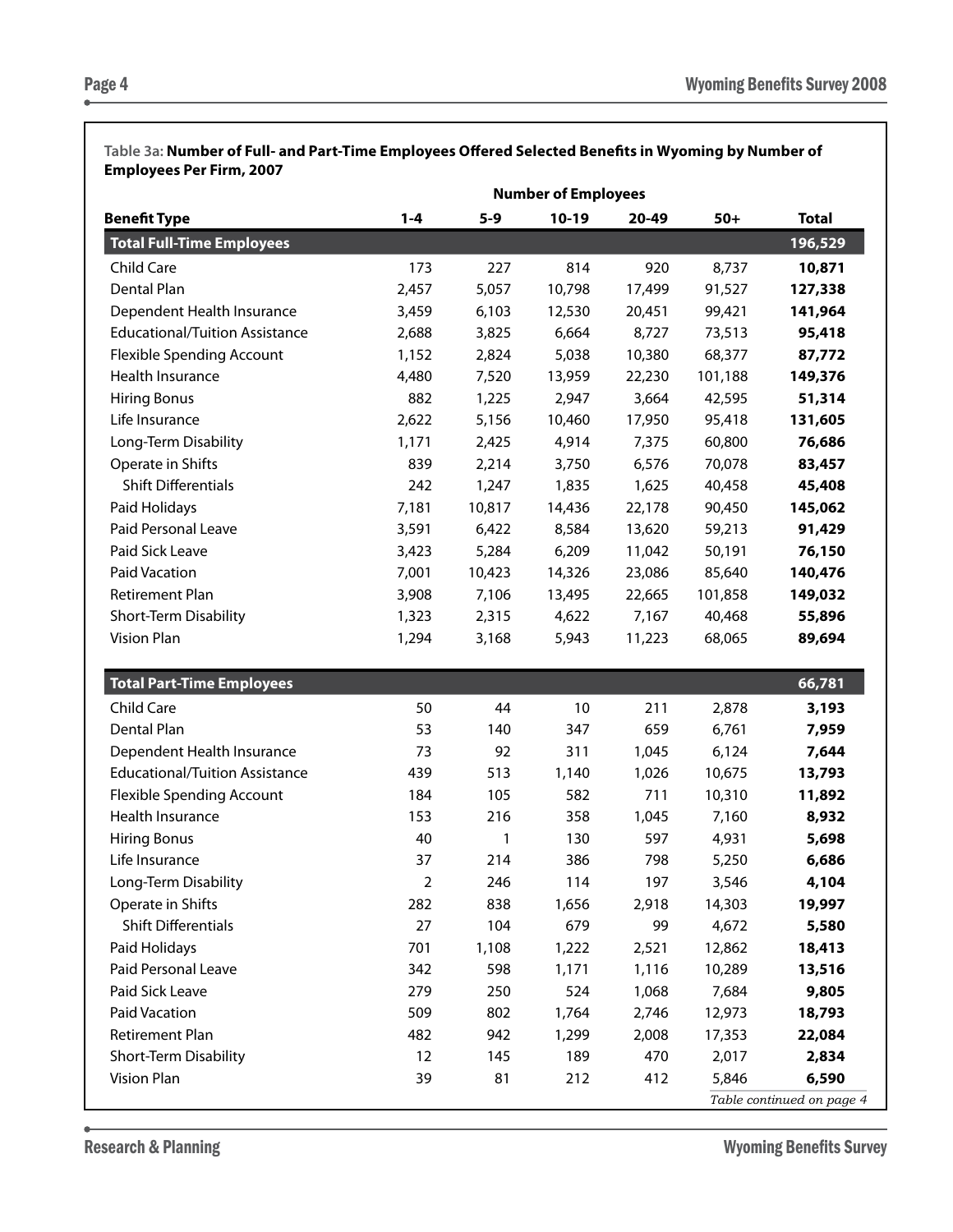**Table 3a: Number of Full- and Part-Time Employees Offered Selected Benefits in Wyoming by Number of Employees Per Firm, 2007**

| | Number of Employees | | | | | |
|---|---|---|---|---|---|---|
| **Benefit Type** | **1-4** | **5-9** | **10-19** | **20-49** | **50+** | **Total** |
| **Total Full-Time Employees** | | | | | | **196,529** |
| Child Care | 173 | 227 | 814 | 920 | 8,737 | **10,871** |
| Dental Plan | 2,457 | 5,057 | 10,798 | 17,499 | 91,527 | **127,338** |
| Dependent Health Insurance | 3,459 | 6,103 | 12,530 | 20,451 | 99,421 | **141,964** |
| Educational/Tuition Assistance | 2,688 | 3,825 | 6,664 | 8,727 | 73,513 | **95,418** |
| Flexible Spending Account | 1,152 | 2,824 | 5,038 | 10,380 | 68,377 | **87,772** |
| Health Insurance | 4,480 | 7,520 | 13,959 | 22,230 | 101,188 | **149,376** |
| Hiring Bonus | 882 | 1,225 | 2,947 | 3,664 | 42,595 | **51,314** |
| Life Insurance | 2,622 | 5,156 | 10,460 | 17,950 | 95,418 | **131,605** |
| Long-Term Disability | 1,171 | 2,425 | 4,914 | 7,375 | 60,800 | **76,686** |
| Operate in Shifts | 839 | 2,214 | 3,750 | 6,576 | 70,078 | **83,457** |
| Shift Differentials | 242 | 1,247 | 1,835 | 1,625 | 40,458 | **45,408** |
| Paid Holidays | 7,181 | 10,817 | 14,436 | 22,178 | 90,450 | **145,062** |
| Paid Personal Leave | 3,591 | 6,422 | 8,584 | 13,620 | 59,213 | **91,429** |
| Paid Sick Leave | 3,423 | 5,284 | 6,209 | 11,042 | 50,191 | **76,150** |
| Paid Vacation | 7,001 | 10,423 | 14,326 | 23,086 | 85,640 | **140,476** |
| Retirement Plan | 3,908 | 7,106 | 13,495 | 22,665 | 101,858 | **149,032** |
| Short-Term Disability | 1,323 | 2,315 | 4,622 | 7,167 | 40,468 | **55,896** |
| Vision Plan | 1,294 | 3,168 | 5,943 | 11,223 | 68,065 | **89,694** |
| **Total Part-Time Employees** | | | | | | **66,781** |
| Child Care | 50 | 44 | 10 | 211 | 2,878 | **3,193** |
| Dental Plan | 53 | 140 | 347 | 659 | 6,761 | **7,959** |
| Dependent Health Insurance | 73 | 92 | 311 | 1,045 | 6,124 | **7,644** |
| Educational/Tuition Assistance | 439 | 513 | 1,140 | 1,026 | 10,675 | **13,793** |
| Flexible Spending Account | 184 | 105 | 582 | 711 | 10,310 | **11,892** |
| Health Insurance | 153 | 216 | 358 | 1,045 | 7,160 | **8,932** |
| Hiring Bonus | 40 | 1 | 130 | 597 | 4,931 | **5,698** |
| Life Insurance | 37 | 214 | 386 | 798 | 5,250 | **6,686** |
| Long-Term Disability | 2 | 246 | 114 | 197 | 3,546 | **4,104** |
| Operate in Shifts | 282 | 838 | 1,656 | 2,918 | 14,303 | **19,997** |
| Shift Differentials | 27 | 104 | 679 | 99 | 4,672 | **5,580** |
| Paid Holidays | 701 | 1,108 | 1,222 | 2,521 | 12,862 | **18,413** |
| Paid Personal Leave | 342 | 598 | 1,171 | 1,116 | 10,289 | **13,516** |
| Paid Sick Leave | 279 | 250 | 524 | 1,068 | 7,684 | **9,805** |
| Paid Vacation | 509 | 802 | 1,764 | 2,746 | 12,973 | **18,793** |
| Retirement Plan | 482 | 942 | 1,299 | 2,008 | 17,353 | **22,084** |
| Short-Term Disability | 12 | 145 | 189 | 470 | 2,017 | **2,834** |
| Vision Plan | 39 | 81 | 212 | 412 | 5,846 | **6,590** |

*Table continued on page 4*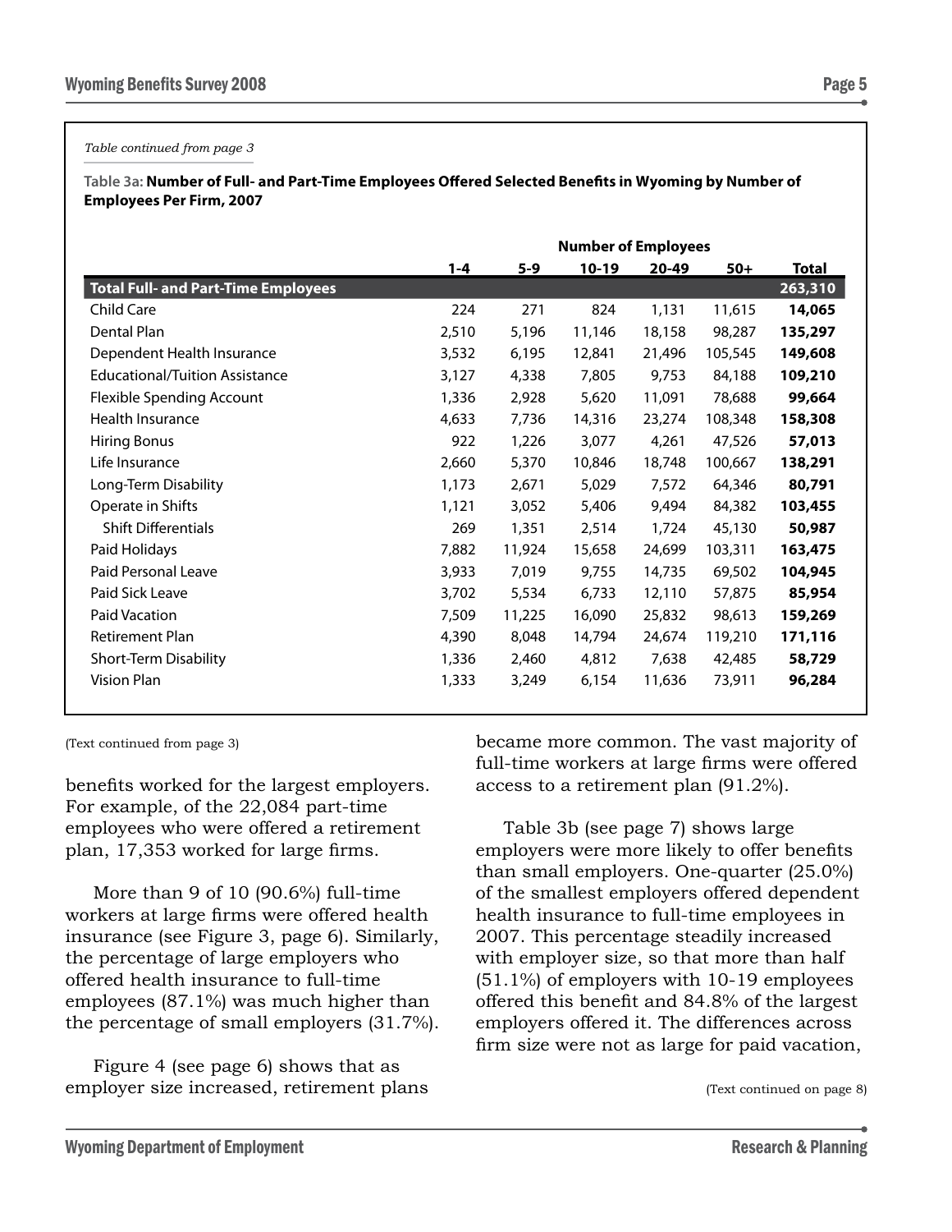*Table continued from page 3*

**Table 3a: Number of Full- and Part-Time Employees Offered Selected Benefits in Wyoming by Number of Employees Per Firm, 2007**

| | Number of Employees | | | | | |
|---|---|---|---|---|---|---|
| | 1-4 | 5-9 | 10-19 | 20-49 | 50+ | Total |
| **Total Full- and Part-Time Employees** | | | | | | **263,310** |
| Child Care | 224 | 271 | 824 | 1,131 | 11,615 | **14,065** |
| Dental Plan | 2,510 | 5,196 | 11,146 | 18,158 | 98,287 | **135,297** |
| Dependent Health Insurance | 3,532 | 6,195 | 12,841 | 21,496 | 105,545 | **149,608** |
| Educational/Tuition Assistance | 3,127 | 4,338 | 7,805 | 9,753 | 84,188 | **109,210** |
| Flexible Spending Account | 1,336 | 2,928 | 5,620 | 11,091 | 78,688 | **99,664** |
| Health Insurance | 4,633 | 7,736 | 14,316 | 23,274 | 108,348 | **158,308** |
| Hiring Bonus | 922 | 1,226 | 3,077 | 4,261 | 47,526 | **57,013** |
| Life Insurance | 2,660 | 5,370 | 10,846 | 18,748 | 100,667 | **138,291** |
| Long-Term Disability | 1,173 | 2,671 | 5,029 | 7,572 | 64,346 | **80,791** |
| Operate in Shifts | 1,121 | 3,052 | 5,406 | 9,494 | 84,382 | **103,455** |
| Shift Differentials | 269 | 1,351 | 2,514 | 1,724 | 45,130 | **50,987** |
| Paid Holidays | 7,882 | 11,924 | 15,658 | 24,699 | 103,311 | **163,475** |
| Paid Personal Leave | 3,933 | 7,019 | 9,755 | 14,735 | 69,502 | **104,945** |
| Paid Sick Leave | 3,702 | 5,534 | 6,733 | 12,110 | 57,875 | **85,954** |
| Paid Vacation | 7,509 | 11,225 | 16,090 | 25,832 | 98,613 | **159,269** |
| Retirement Plan | 4,390 | 8,048 | 14,794 | 24,674 | 119,210 | **171,116** |
| Short-Term Disability | 1,336 | 2,460 | 4,812 | 7,638 | 42,485 | **58,729** |
| Vision Plan | 1,333 | 3,249 | 6,154 | 11,636 | 73,911 | **96,284** |

(Text continued from page 3)

benefits worked for the largest employers. For example, of the 22,084 part-time employees who were offered a retirement plan, 17,353 worked for large firms.

More than 9 of 10 (90.6%) full-time workers at large firms were offered health insurance (see Figure 3, page 6). Similarly, the percentage of large employers who offered health insurance to full-time employees (87.1%) was much higher than the percentage of small employers (31.7%).

Figure 4 (see page 6) shows that as employer size increased, retirement plans became more common. The vast majority of full-time workers at large firms were offered access to a retirement plan (91.2%).

Table 3b (see page 7) shows large employers were more likely to offer benefits than small employers. One-quarter (25.0%) of the smallest employers offered dependent health insurance to full-time employees in 2007. This percentage steadily increased with employer size, so that more than half (51.1%) of employers with 10-19 employees offered this benefit and 84.8% of the largest employers offered it. The differences across firm size were not as large for paid vacation,

(Text continued on page 8)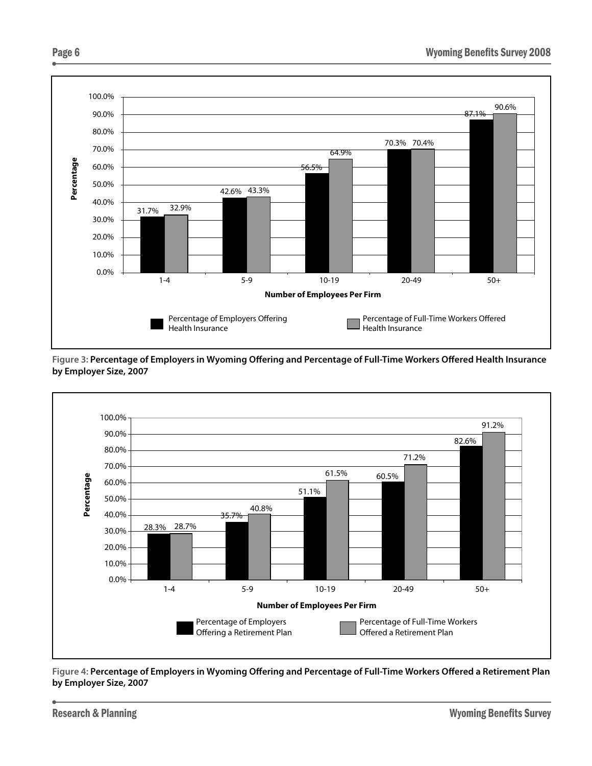| Number of Employees Per Firm | Percentage of Employers Offering Health Insurance | Percentage of Full-Time Workers Offered Health Insurance |
| --- | --- | --- |
| 1-4 | 31.7% | 32.9% |
| 5-9 | 42.6% | 43.3% |
| 10-19 | 56.5% | 64.9% |
| 20-49 | 70.3% | 70.4% |
| 50+ | 87.1% | 90.6% |

**Figure 3: Percentage of Employers in Wyoming Offering and Percentage of Full-Time Workers Offered Health Insurance by Employer Size, 2007**

| Number of Employees Per Firm | Percentage of Employers Offering a Retirement Plan | Percentage of Full-Time Workers Offered a Retirement Plan |
| --- | --- | --- |
| 1-4 | 28.3% | 28.7% |
| 5-9 | 35.7% | 40.8% |
| 10-19 | 51.1% | 61.5% |
| 20-49 | 60.5% | 71.2% |
| 50+ | 82.6% | 91.2% |

**Figure 4: Percentage of Employers in Wyoming Offering and Percentage of Full-Time Workers Offered a Retirement Plan by Employer Size, 2007**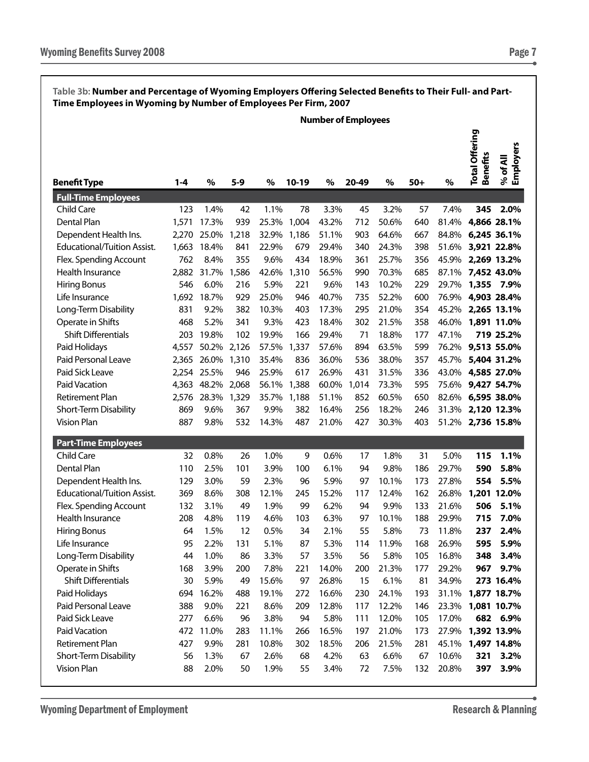**Table 3b: Number and Percentage of Wyoming Employers Offering Selected Benefits to Their Full- and Part-Time Employees in Wyoming by Number of Employees Per Firm, 2007**

| Benefit Type | Number of Employees | | | | | | | | | | | |
|---|---|---|---|---|---|---|---|---|---|---|---|---|
| | 1-4 | % | 5-9 | % | 10-19 | % | 20-49 | % | 50+ | % | Total Offering Benefits | % of All Employers |
| **Full-Time Employees** | | | | | | | | | | | | |
| Child Care | 123 | 1.4% | 42 | 1.1% | 78 | 3.3% | 45 | 3.2% | 57 | 7.4% | **345** | **2.0%** |
| Dental Plan | 1,571 | 17.3% | 939 | 25.3% | 1,004 | 43.2% | 712 | 50.6% | 640 | 81.4% | **4,866** | **28.1%** |
| Dependent Health Ins. | 2,270 | 25.0% | 1,218 | 32.9% | 1,186 | 51.1% | 903 | 64.6% | 667 | 84.8% | **6,245** | **36.1%** |
| Educational/Tuition Assist. | 1,663 | 18.4% | 841 | 22.9% | 679 | 29.4% | 340 | 24.3% | 398 | 51.6% | **3,921** | **22.8%** |
| Flex. Spending Account | 762 | 8.4% | 355 | 9.6% | 434 | 18.9% | 361 | 25.7% | 356 | 45.9% | **2,269** | **13.2%** |
| Health Insurance | 2,882 | 31.7% | 1,586 | 42.6% | 1,310 | 56.5% | 990 | 70.3% | 685 | 87.1% | **7,452** | **43.0%** |
| Hiring Bonus | 546 | 6.0% | 216 | 5.9% | 221 | 9.6% | 143 | 10.2% | 229 | 29.7% | **1,355** | **7.9%** |
| Life Insurance | 1,692 | 18.7% | 929 | 25.0% | 946 | 40.7% | 735 | 52.2% | 600 | 76.9% | **4,903** | **28.4%** |
| Long-Term Disability | 831 | 9.2% | 382 | 10.3% | 403 | 17.3% | 295 | 21.0% | 354 | 45.2% | **2,265** | **13.1%** |
| Operate in Shifts | 468 | 5.2% | 341 | 9.3% | 423 | 18.4% | 302 | 21.5% | 358 | 46.0% | **1,891** | **11.0%** |
| Shift Differentials | 203 | 19.8% | 102 | 19.9% | 166 | 29.4% | 71 | 18.8% | 177 | 47.1% | **719** | **25.2%** |
| Paid Holidays | 4,557 | 50.2% | 2,126 | 57.5% | 1,337 | 57.6% | 894 | 63.5% | 599 | 76.2% | **9,513** | **55.0%** |
| Paid Personal Leave | 2,365 | 26.0% | 1,310 | 35.4% | 836 | 36.0% | 536 | 38.0% | 357 | 45.7% | **5,404** | **31.2%** |
| Paid Sick Leave | 2,254 | 25.5% | 946 | 25.9% | 617 | 26.9% | 431 | 31.5% | 336 | 43.0% | **4,585** | **27.0%** |
| Paid Vacation | 4,363 | 48.2% | 2,068 | 56.1% | 1,388 | 60.0% | 1,014 | 73.3% | 595 | 75.6% | **9,427** | **54.7%** |
| Retirement Plan | 2,576 | 28.3% | 1,329 | 35.7% | 1,188 | 51.1% | 852 | 60.5% | 650 | 82.6% | **6,595** | **38.0%** |
| Short-Term Disability | 869 | 9.6% | 367 | 9.9% | 382 | 16.4% | 256 | 18.2% | 246 | 31.3% | **2,120** | **12.3%** |
| Vision Plan | 887 | 9.8% | 532 | 14.3% | 487 | 21.0% | 427 | 30.3% | 403 | 51.2% | **2,736** | **15.8%** |
| **Part-Time Employees** | | | | | | | | | | | | |
| Child Care | 32 | 0.8% | 26 | 1.0% | 9 | 0.6% | 17 | 1.8% | 31 | 5.0% | **115** | **1.1%** |
| Dental Plan | 110 | 2.5% | 101 | 3.9% | 100 | 6.1% | 94 | 9.8% | 186 | 29.7% | **590** | **5.8%** |
| Dependent Health Ins. | 129 | 3.0% | 59 | 2.3% | 96 | 5.9% | 97 | 10.1% | 173 | 27.8% | **554** | **5.5%** |
| Educational/Tuition Assist. | 369 | 8.6% | 308 | 12.1% | 245 | 15.2% | 117 | 12.4% | 162 | 26.8% | **1,201** | **12.0%** |
| Flex. Spending Account | 132 | 3.1% | 49 | 1.9% | 99 | 6.2% | 94 | 9.9% | 133 | 21.6% | **506** | **5.1%** |
| Health Insurance | 208 | 4.8% | 119 | 4.6% | 103 | 6.3% | 97 | 10.1% | 188 | 29.9% | **715** | **7.0%** |
| Hiring Bonus | 64 | 1.5% | 12 | 0.5% | 34 | 2.1% | 55 | 5.8% | 73 | 11.8% | **237** | **2.4%** |
| Life Insurance | 95 | 2.2% | 131 | 5.1% | 87 | 5.3% | 114 | 11.9% | 168 | 26.9% | **595** | **5.9%** |
| Long-Term Disability | 44 | 1.0% | 86 | 3.3% | 57 | 3.5% | 56 | 5.8% | 105 | 16.8% | **348** | **3.4%** |
| Operate in Shifts | 168 | 3.9% | 200 | 7.8% | 221 | 14.0% | 200 | 21.3% | 177 | 29.2% | **967** | **9.7%** |
| Shift Differentials | 30 | 5.9% | 49 | 15.6% | 97 | 26.8% | 15 | 6.1% | 81 | 34.9% | **273** | **16.4%** |
| Paid Holidays | 694 | 16.2% | 488 | 19.1% | 272 | 16.6% | 230 | 24.1% | 193 | 31.1% | **1,877** | **18.7%** |
| Paid Personal Leave | 388 | 9.0% | 221 | 8.6% | 209 | 12.8% | 117 | 12.2% | 146 | 23.3% | **1,081** | **10.7%** |
| Paid Sick Leave | 277 | 6.6% | 96 | 3.8% | 94 | 5.8% | 111 | 12.0% | 105 | 17.0% | **682** | **6.9%** |
| Paid Vacation | 472 | 11.0% | 283 | 11.1% | 266 | 16.5% | 197 | 21.0% | 173 | 27.9% | **1,392** | **13.9%** |
| Retirement Plan | 427 | 9.9% | 281 | 10.8% | 302 | 18.5% | 206 | 21.5% | 281 | 45.1% | **1,497** | **14.8%** |
| Short-Term Disability | 56 | 1.3% | 67 | 2.6% | 68 | 4.2% | 63 | 6.6% | 67 | 10.6% | **321** | **3.2%** |
| Vision Plan | 88 | 2.0% | 50 | 1.9% | 55 | 3.4% | 72 | 7.5% | 132 | 20.8% | **397** | **3.9%** |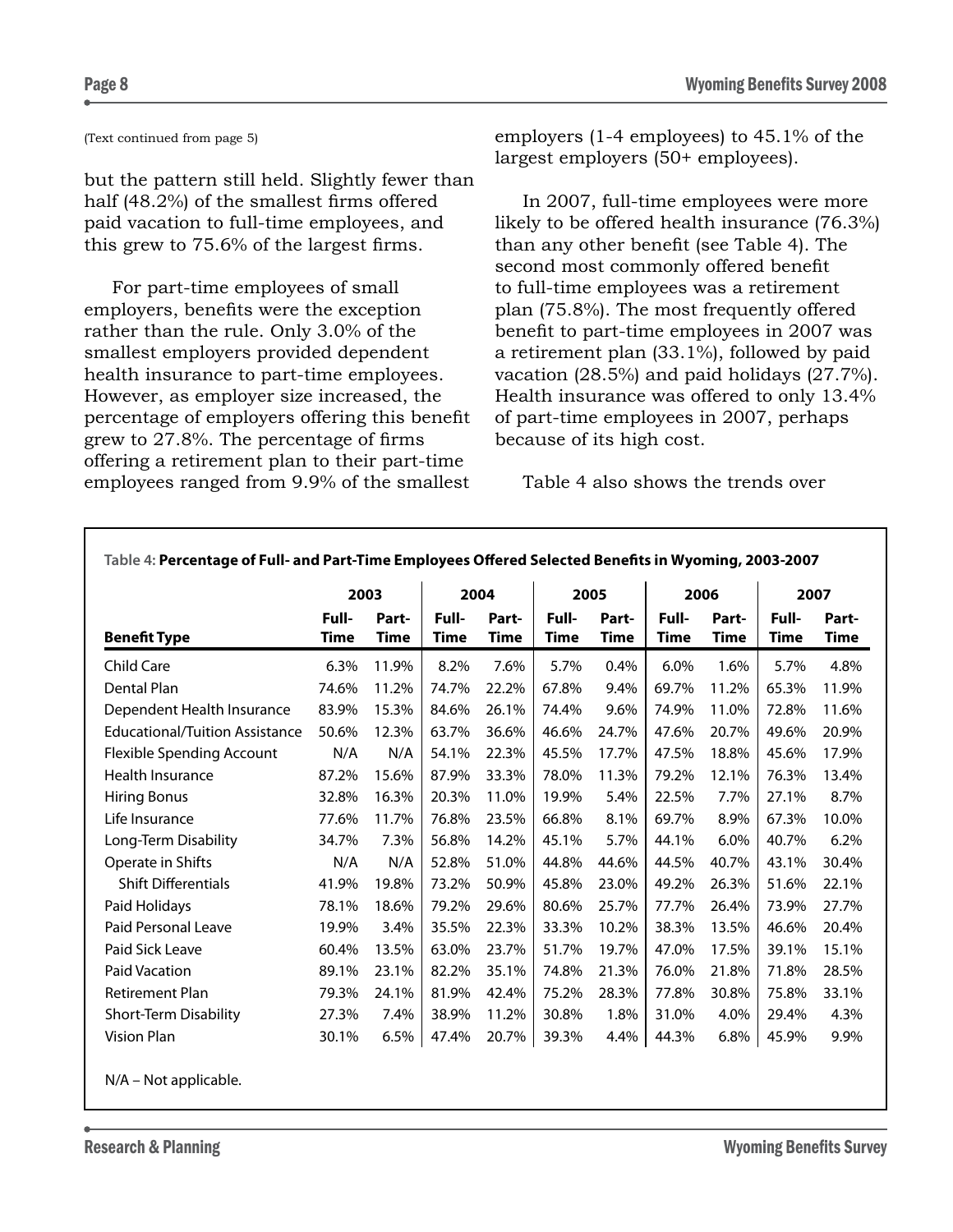(Text continued from page 5)

but the pattern still held. Slightly fewer than half (48.2%) of the smallest firms offered paid vacation to full-time employees, and this grew to 75.6% of the largest firms.

For part-time employees of small employers, benefits were the exception rather than the rule. Only 3.0% of the smallest employers provided dependent health insurance to part-time employees. However, as employer size increased, the percentage of employers offering this benefit grew to 27.8%. The percentage of firms offering a retirement plan to their part-time employees ranged from 9.9% of the smallest employers (1-4 employees) to 45.1% of the largest employers (50+ employees).

In 2007, full-time employees were more likely to be offered health insurance (76.3%) than any other benefit (see Table 4). The second most commonly offered benefit to full-time employees was a retirement plan (75.8%). The most frequently offered benefit to part-time employees in 2007 was a retirement plan (33.1%), followed by paid vacation (28.5%) and paid holidays (27.7%). Health insurance was offered to only 13.4% of part-time employees in 2007, perhaps because of its high cost.

Table 4 also shows the trends over

**Table 4: Percentage of Full- and Part-Time Employees Offered Selected Benefits in Wyoming, 2003-2007**

| | 2003 | | 2004 | | 2005 | | 2006 | | 2007 | |
|---|---|---|---|---|---|---|---|---|---|---|
| **Benefit Type** | **Full-Time** | **Part-Time** | **Full-Time** | **Part-Time** | **Full-Time** | **Part-Time** | **Full-Time** | **Part-Time** | **Full-Time** | **Part-Time** |
| Child Care | 6.3% | 11.9% | 8.2% | 7.6% | 5.7% | 0.4% | 6.0% | 1.6% | 5.7% | 4.8% |
| Dental Plan | 74.6% | 11.2% | 74.7% | 22.2% | 67.8% | 9.4% | 69.7% | 11.2% | 65.3% | 11.9% |
| Dependent Health Insurance | 83.9% | 15.3% | 84.6% | 26.1% | 74.4% | 9.6% | 74.9% | 11.0% | 72.8% | 11.6% |
| Educational/Tuition Assistance | 50.6% | 12.3% | 63.7% | 36.6% | 46.6% | 24.7% | 47.6% | 20.7% | 49.6% | 20.9% |
| Flexible Spending Account | N/A | N/A | 54.1% | 22.3% | 45.5% | 17.7% | 47.5% | 18.8% | 45.6% | 17.9% |
| Health Insurance | 87.2% | 15.6% | 87.9% | 33.3% | 78.0% | 11.3% | 79.2% | 12.1% | 76.3% | 13.4% |
| Hiring Bonus | 32.8% | 16.3% | 20.3% | 11.0% | 19.9% | 5.4% | 22.5% | 7.7% | 27.1% | 8.7% |
| Life Insurance | 77.6% | 11.7% | 76.8% | 23.5% | 66.8% | 8.1% | 69.7% | 8.9% | 67.3% | 10.0% |
| Long-Term Disability | 34.7% | 7.3% | 56.8% | 14.2% | 45.1% | 5.7% | 44.1% | 6.0% | 40.7% | 6.2% |
| Operate in Shifts | N/A | N/A | 52.8% | 51.0% | 44.8% | 44.6% | 44.5% | 40.7% | 43.1% | 30.4% |
| Shift Differentials | 41.9% | 19.8% | 73.2% | 50.9% | 45.8% | 23.0% | 49.2% | 26.3% | 51.6% | 22.1% |
| Paid Holidays | 78.1% | 18.6% | 79.2% | 29.6% | 80.6% | 25.7% | 77.7% | 26.4% | 73.9% | 27.7% |
| Paid Personal Leave | 19.9% | 3.4% | 35.5% | 22.3% | 33.3% | 10.2% | 38.3% | 13.5% | 46.6% | 20.4% |
| Paid Sick Leave | 60.4% | 13.5% | 63.0% | 23.7% | 51.7% | 19.7% | 47.0% | 17.5% | 39.1% | 15.1% |
| Paid Vacation | 89.1% | 23.1% | 82.2% | 35.1% | 74.8% | 21.3% | 76.0% | 21.8% | 71.8% | 28.5% |
| Retirement Plan | 79.3% | 24.1% | 81.9% | 42.4% | 75.2% | 28.3% | 77.8% | 30.8% | 75.8% | 33.1% |
| Short-Term Disability | 27.3% | 7.4% | 38.9% | 11.2% | 30.8% | 1.8% | 31.0% | 4.0% | 29.4% | 4.3% |
| Vision Plan | 30.1% | 6.5% | 47.4% | 20.7% | 39.3% | 4.4% | 44.3% | 6.8% | 45.9% | 9.9% |

N/A – Not applicable.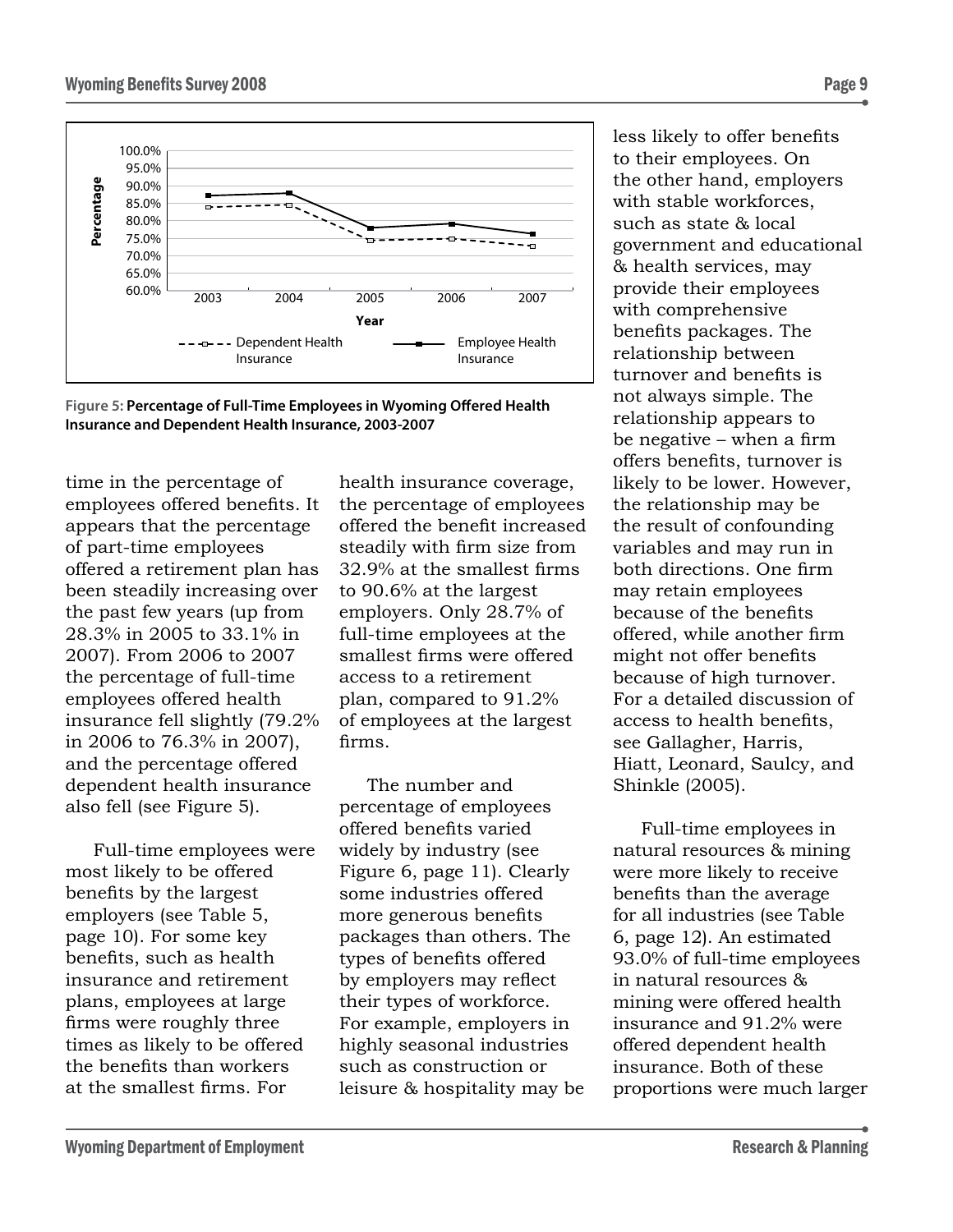Figure 5: Percentage of Full-Time Employees in Wyoming Offered Health Insurance and Dependent Health Insurance, 2003-2007

time in the percentage of employees offered benefits. It appears that the percentage of part-time employees offered a retirement plan has been steadily increasing over the past few years (up from 28.3% in 2005 to 33.1% in 2007). From 2006 to 2007 the percentage of full-time employees offered health insurance fell slightly (79.2% in 2006 to 76.3% in 2007), and the percentage offered dependent health insurance also fell (see Figure 5).

Full-time employees were most likely to be offered benefits by the largest employers (see Table 5, page 10). For some key benefits, such as health insurance and retirement plans, employees at large firms were roughly three times as likely to be offered the benefits than workers at the smallest firms. For health insurance coverage, the percentage of employees offered the benefit increased steadily with firm size from 32.9% at the smallest firms to 90.6% at the largest employers. Only 28.7% of full-time employees at the smallest firms were offered access to a retirement plan, compared to 91.2% of employees at the largest firms.

The number and percentage of employees offered benefits varied widely by industry (see Figure 6, page 11). Clearly some industries offered more generous benefits packages than others. The types of benefits offered by employers may reflect their types of workforce. For example, employers in highly seasonal industries such as construction or leisure & hospitality may be less likely to offer benefits to their employees. On the other hand, employers with stable workforces, such as state & local government and educational & health services, may provide their employees with comprehensive benefits packages. The relationship between turnover and benefits is not always simple. The relationship appears to be negative – when a firm offers benefits, turnover is likely to be lower. However, the relationship may be the result of confounding variables and may run in both directions. One firm may retain employees because of the benefits offered, while another firm might not offer benefits because of high turnover. For a detailed discussion of access to health benefits, see Gallagher, Harris, Hiatt, Leonard, Saulcy, and Shinkle (2005).

Full-time employees in natural resources & mining were more likely to receive benefits than the average for all industries (see Table 6, page 12). An estimated 93.0% of full-time employees in natural resources & mining were offered health insurance and 91.2% were offered dependent health insurance. Both of these proportions were much larger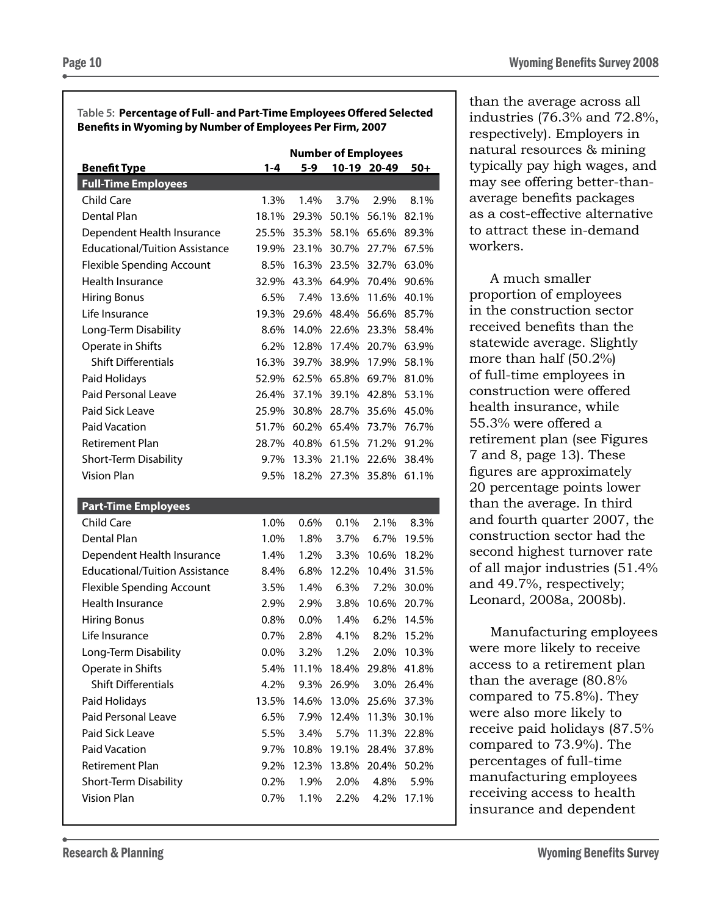**Table 5: Percentage of Full- and Part-Time Employees Offered Selected Benefits in Wyoming by Number of Employees Per Firm, 2007**

| | Number of Employees | | | | |
|---|---|---|---|---|---|
| **Benefit Type** | **1-4** | **5-9** | **10-19** | **20-49** | **50+** |
| **Full-Time Employees** | | | | | |
| Child Care | 1.3% | 1.4% | 3.7% | 2.9% | 8.1% |
| Dental Plan | 18.1% | 29.3% | 50.1% | 56.1% | 82.1% |
| Dependent Health Insurance | 25.5% | 35.3% | 58.1% | 65.6% | 89.3% |
| Educational/Tuition Assistance | 19.9% | 23.1% | 30.7% | 27.7% | 67.5% |
| Flexible Spending Account | 8.5% | 16.3% | 23.5% | 32.7% | 63.0% |
| Health Insurance | 32.9% | 43.3% | 64.9% | 70.4% | 90.6% |
| Hiring Bonus | 6.5% | 7.4% | 13.6% | 11.6% | 40.1% |
| Life Insurance | 19.3% | 29.6% | 48.4% | 56.6% | 85.7% |
| Long-Term Disability | 8.6% | 14.0% | 22.6% | 23.3% | 58.4% |
| Operate in Shifts | 6.2% | 12.8% | 17.4% | 20.7% | 63.9% |
| Shift Differentials | 16.3% | 39.7% | 38.9% | 17.9% | 58.1% |
| Paid Holidays | 52.9% | 62.5% | 65.8% | 69.7% | 81.0% |
| Paid Personal Leave | 26.4% | 37.1% | 39.1% | 42.8% | 53.1% |
| Paid Sick Leave | 25.9% | 30.8% | 28.7% | 35.6% | 45.0% |
| Paid Vacation | 51.7% | 60.2% | 65.4% | 73.7% | 76.7% |
| Retirement Plan | 28.7% | 40.8% | 61.5% | 71.2% | 91.2% |
| Short-Term Disability | 9.7% | 13.3% | 21.1% | 22.6% | 38.4% |
| Vision Plan | 9.5% | 18.2% | 27.3% | 35.8% | 61.1% |
| **Part-Time Employees** | | | | | |
| Child Care | 1.0% | 0.6% | 0.1% | 2.1% | 8.3% |
| Dental Plan | 1.0% | 1.8% | 3.7% | 6.7% | 19.5% |
| Dependent Health Insurance | 1.4% | 1.2% | 3.3% | 10.6% | 18.2% |
| Educational/Tuition Assistance | 8.4% | 6.8% | 12.2% | 10.4% | 31.5% |
| Flexible Spending Account | 3.5% | 1.4% | 6.3% | 7.2% | 30.0% |
| Health Insurance | 2.9% | 2.9% | 3.8% | 10.6% | 20.7% |
| Hiring Bonus | 0.8% | 0.0% | 1.4% | 6.2% | 14.5% |
| Life Insurance | 0.7% | 2.8% | 4.1% | 8.2% | 15.2% |
| Long-Term Disability | 0.0% | 3.2% | 1.2% | 2.0% | 10.3% |
| Operate in Shifts | 5.4% | 11.1% | 18.4% | 29.8% | 41.8% |
| Shift Differentials | 4.2% | 9.3% | 26.9% | 3.0% | 26.4% |
| Paid Holidays | 13.5% | 14.6% | 13.0% | 25.6% | 37.3% |
| Paid Personal Leave | 6.5% | 7.9% | 12.4% | 11.3% | 30.1% |
| Paid Sick Leave | 5.5% | 3.4% | 5.7% | 11.3% | 22.8% |
| Paid Vacation | 9.7% | 10.8% | 19.1% | 28.4% | 37.8% |
| Retirement Plan | 9.2% | 12.3% | 13.8% | 20.4% | 50.2% |
| Short-Term Disability | 0.2% | 1.9% | 2.0% | 4.8% | 5.9% |
| Vision Plan | 0.7% | 1.1% | 2.2% | 4.2% | 17.1% |

than the average across all industries (76.3% and 72.8%, respectively). Employers in natural resources & mining typically pay high wages, and may see offering better-than-average benefits packages as a cost-effective alternative to attract these in-demand workers.

A much smaller proportion of employees in the construction sector received benefits than the statewide average. Slightly more than half (50.2%) of full-time employees in construction were offered health insurance, while 55.3% were offered a retirement plan (see Figures 7 and 8, page 13). These figures are approximately 20 percentage points lower than the average. In third and fourth quarter 2007, the construction sector had the second highest turnover rate of all major industries (51.4% and 49.7%, respectively; Leonard, 2008a, 2008b).

Manufacturing employees were more likely to receive access to a retirement plan than the average (80.8% compared to 75.8%). They were also more likely to receive paid holidays (87.5% compared to 73.9%). The percentages of full-time manufacturing employees receiving access to health insurance and dependent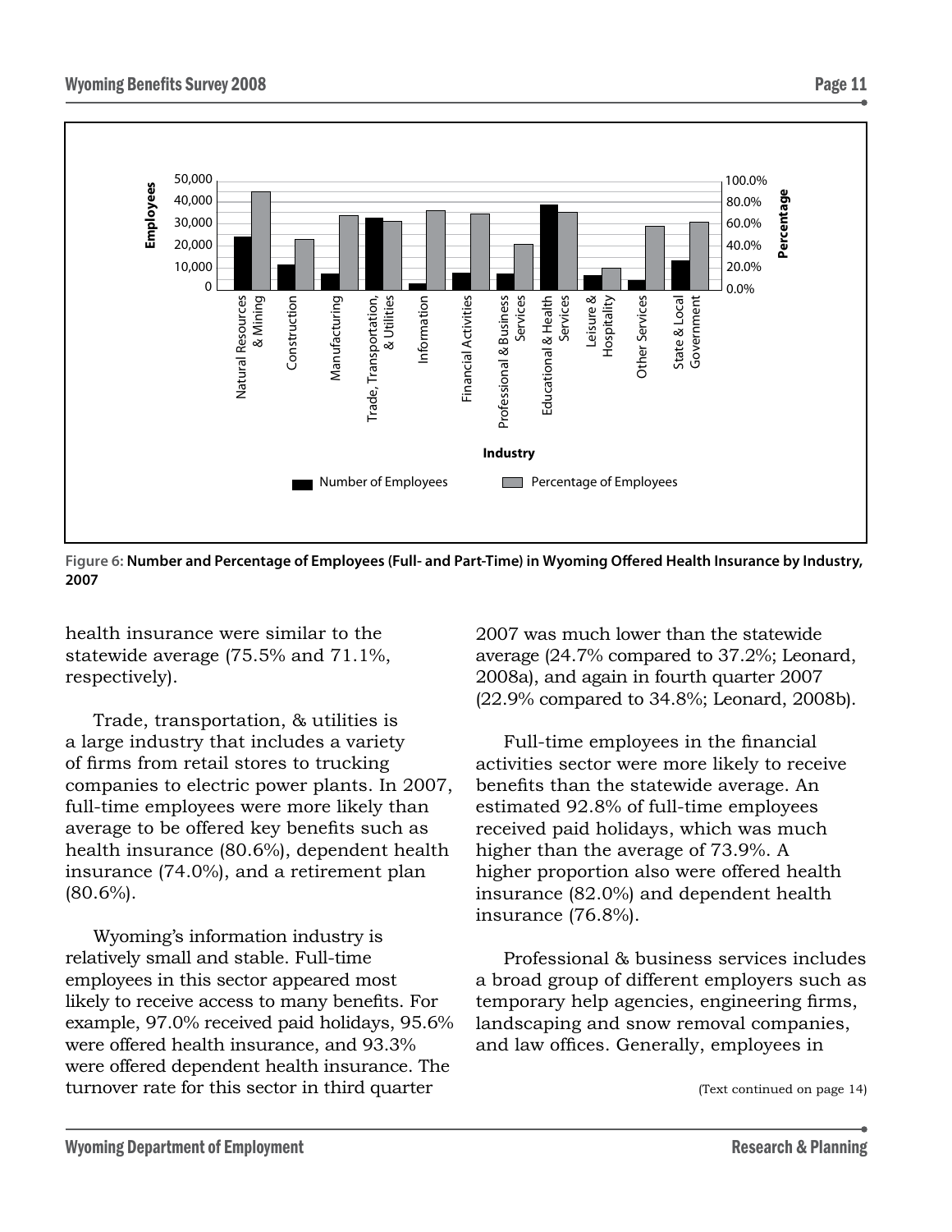Figure 6: **Number and Percentage of Employees (Full- and Part-Time) in Wyoming Offered Health Insurance by Industry, 2007**

health insurance were similar to the statewide average (75.5% and 71.1%, respectively).

Trade, transportation, & utilities is a large industry that includes a variety of firms from retail stores to trucking companies to electric power plants. In 2007, full-time employees were more likely than average to be offered key benefits such as health insurance (80.6%), dependent health insurance (74.0%), and a retirement plan (80.6%).

Wyoming's information industry is relatively small and stable. Full-time employees in this sector appeared most likely to receive access to many benefits. For example, 97.0% received paid holidays, 95.6% were offered health insurance, and 93.3% were offered dependent health insurance. The turnover rate for this sector in third quarter 2007 was much lower than the statewide average (24.7% compared to 37.2%; Leonard, 2008a), and again in fourth quarter 2007 (22.9% compared to 34.8%; Leonard, 2008b).

Full-time employees in the financial activities sector were more likely to receive benefits than the statewide average. An estimated 92.8% of full-time employees received paid holidays, which was much higher than the average of 73.9%. A higher proportion also were offered health insurance (82.0%) and dependent health insurance (76.8%).

Professional & business services includes a broad group of different employers such as temporary help agencies, engineering firms, landscaping and snow removal companies, and law offices. Generally, employees in

(Text continued on page 14)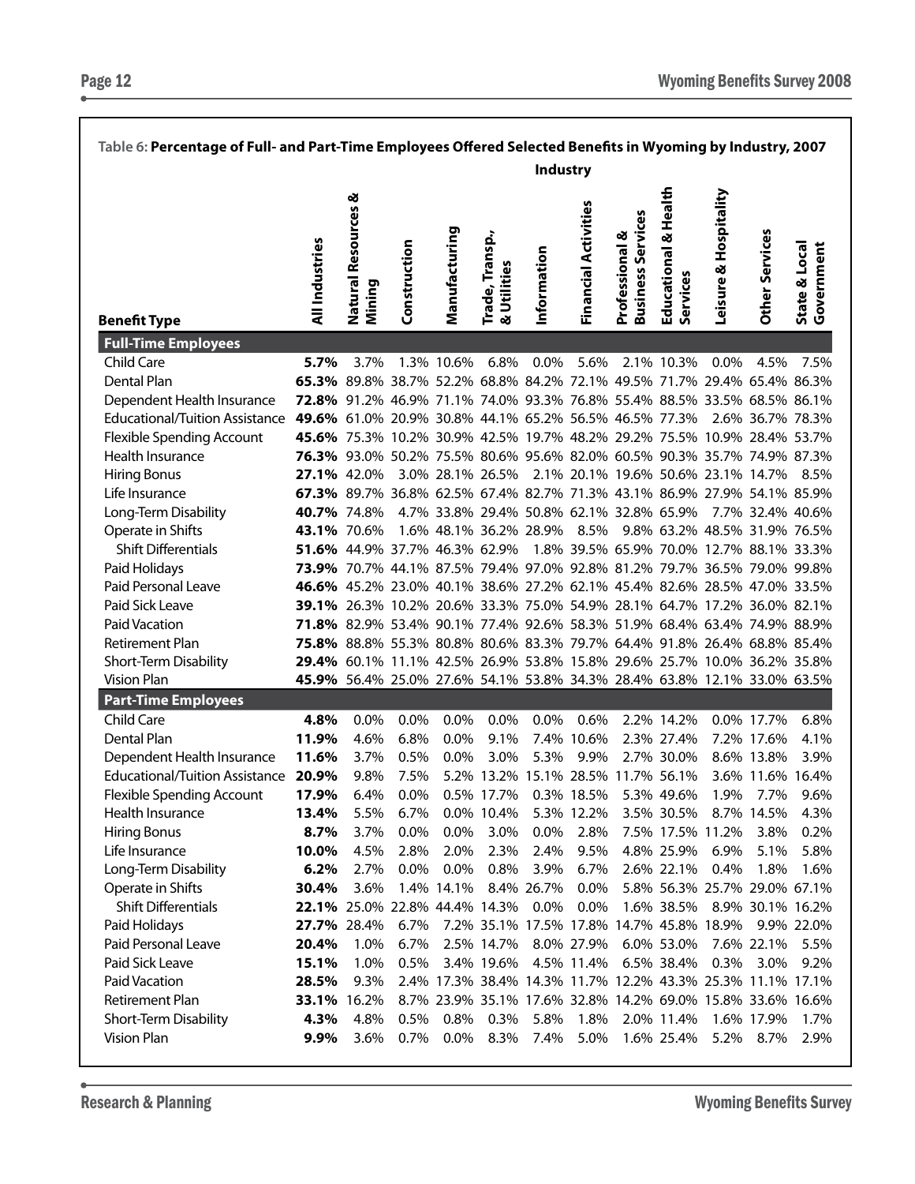**Table 6: Percentage of Full- and Part-Time Employees Offered Selected Benefits in Wyoming by Industry, 2007**

| | Industry | | | | | | | | | | | |
|---|---|---|---|---|---|---|---|---|---|---|---|---|
| Benefit Type | All Industries | Natural Resources & Mining | Construction | Manufacturing | Trade, Transp., & Utilities | Information | Financial Activities | Professional & Business Services | Educational & Health Services | Leisure & Hospitality | Other Services | State & Local Government |
| **Full-Time Employees** | | | | | | | | | | | | |
| Child Care | **5.7%** | 3.7% | 1.3% | 10.6% | 6.8% | 0.0% | 5.6% | 2.1% | 10.3% | 0.0% | 4.5% | 7.5% |
| Dental Plan | **65.3%** | 89.8% | 38.7% | 52.2% | 68.8% | 84.2% | 72.1% | 49.5% | 71.7% | 29.4% | 65.4% | 86.3% |
| Dependent Health Insurance | **72.8%** | 91.2% | 46.9% | 71.1% | 74.0% | 93.3% | 76.8% | 55.4% | 88.5% | 33.5% | 68.5% | 86.1% |
| Educational/Tuition Assistance | **49.6%** | 61.0% | 20.9% | 30.8% | 44.1% | 65.2% | 56.5% | 46.5% | 77.3% | 2.6% | 36.7% | 78.3% |
| Flexible Spending Account | **45.6%** | 75.3% | 10.2% | 30.9% | 42.5% | 19.7% | 48.2% | 29.2% | 75.5% | 10.9% | 28.4% | 53.7% |
| Health Insurance | **76.3%** | 93.0% | 50.2% | 75.5% | 80.6% | 95.6% | 82.0% | 60.5% | 90.3% | 35.7% | 74.9% | 87.3% |
| Hiring Bonus | **27.1%** | 42.0% | 3.0% | 28.1% | 26.5% | 2.1% | 20.1% | 19.6% | 50.6% | 23.1% | 14.7% | 8.5% |
| Life Insurance | **67.3%** | 89.7% | 36.8% | 62.5% | 67.4% | 82.7% | 71.3% | 43.1% | 86.9% | 27.9% | 54.1% | 85.9% |
| Long-Term Disability | **40.7%** | 74.8% | 4.7% | 33.8% | 29.4% | 50.8% | 62.1% | 32.8% | 65.9% | 7.7% | 32.4% | 40.6% |
| Operate in Shifts | **43.1%** | 70.6% | 1.6% | 48.1% | 36.2% | 28.9% | 8.5% | 9.8% | 63.2% | 48.5% | 31.9% | 76.5% |
| Shift Differentials | **51.6%** | 44.9% | 37.7% | 46.3% | 62.9% | 1.8% | 39.5% | 65.9% | 70.0% | 12.7% | 88.1% | 33.3% |
| Paid Holidays | **73.9%** | 70.7% | 44.1% | 87.5% | 79.4% | 97.0% | 92.8% | 81.2% | 79.7% | 36.5% | 79.0% | 99.8% |
| Paid Personal Leave | **46.6%** | 45.2% | 23.0% | 40.1% | 38.6% | 27.2% | 62.1% | 45.4% | 82.6% | 28.5% | 47.0% | 33.5% |
| Paid Sick Leave | **39.1%** | 26.3% | 10.2% | 20.6% | 33.3% | 75.0% | 54.9% | 28.1% | 64.7% | 17.2% | 36.0% | 82.1% |
| Paid Vacation | **71.8%** | 82.9% | 53.4% | 90.1% | 77.4% | 92.6% | 58.3% | 51.9% | 68.4% | 63.4% | 74.9% | 88.9% |
| Retirement Plan | **75.8%** | 88.8% | 55.3% | 80.8% | 80.6% | 83.3% | 79.7% | 64.4% | 91.8% | 26.4% | 68.8% | 85.4% |
| Short-Term Disability | **29.4%** | 60.1% | 11.1% | 42.5% | 26.9% | 53.8% | 15.8% | 29.6% | 25.7% | 10.0% | 36.2% | 35.8% |
| Vision Plan | **45.9%** | 56.4% | 25.0% | 27.6% | 54.1% | 53.8% | 34.3% | 28.4% | 63.8% | 12.1% | 33.0% | 63.5% |
| **Part-Time Employees** | | | | | | | | | | | | |
| Child Care | **4.8%** | 0.0% | 0.0% | 0.0% | 0.0% | 0.0% | 0.6% | 2.2% | 14.2% | 0.0% | 17.7% | 6.8% |
| Dental Plan | **11.9%** | 4.6% | 6.8% | 0.0% | 9.1% | 7.4% | 10.6% | 2.3% | 27.4% | 7.2% | 17.6% | 4.1% |
| Dependent Health Insurance | **11.6%** | 3.7% | 0.5% | 0.0% | 3.0% | 5.3% | 9.9% | 2.7% | 30.0% | 8.6% | 13.8% | 3.9% |
| Educational/Tuition Assistance | **20.9%** | 9.8% | 7.5% | 5.2% | 13.2% | 15.1% | 28.5% | 11.7% | 56.1% | 3.6% | 11.6% | 16.4% |
| Flexible Spending Account | **17.9%** | 6.4% | 0.0% | 0.5% | 17.7% | 0.3% | 18.5% | 5.3% | 49.6% | 1.9% | 7.7% | 9.6% |
| Health Insurance | **13.4%** | 5.5% | 6.7% | 0.0% | 10.4% | 5.3% | 12.2% | 3.5% | 30.5% | 8.7% | 14.5% | 4.3% |
| Hiring Bonus | **8.7%** | 3.7% | 0.0% | 0.0% | 3.0% | 0.0% | 2.8% | 7.5% | 17.5% | 11.2% | 3.8% | 0.2% |
| Life Insurance | **10.0%** | 4.5% | 2.8% | 2.0% | 2.3% | 2.4% | 9.5% | 4.8% | 25.9% | 6.9% | 5.1% | 5.8% |
| Long-Term Disability | **6.2%** | 2.7% | 0.0% | 0.0% | 0.8% | 3.9% | 6.7% | 2.6% | 22.1% | 0.4% | 1.8% | 1.6% |
| Operate in Shifts | **30.4%** | 3.6% | 1.4% | 14.1% | 8.4% | 26.7% | 0.0% | 5.8% | 56.3% | 25.7% | 29.0% | 67.1% |
| Shift Differentials | **22.1%** | 25.0% | 22.8% | 44.4% | 14.3% | 0.0% | 0.0% | 1.6% | 38.5% | 8.9% | 30.1% | 16.2% |
| Paid Holidays | **27.7%** | 28.4% | 6.7% | 7.2% | 35.1% | 17.5% | 17.8% | 14.7% | 45.8% | 18.9% | 9.9% | 22.0% |
| Paid Personal Leave | **20.4%** | 1.0% | 6.7% | 2.5% | 14.7% | 8.0% | 27.9% | 6.0% | 53.0% | 7.6% | 22.1% | 5.5% |
| Paid Sick Leave | **15.1%** | 1.0% | 0.5% | 3.4% | 19.6% | 4.5% | 11.4% | 6.5% | 38.4% | 0.3% | 3.0% | 9.2% |
| Paid Vacation | **28.5%** | 9.3% | 2.4% | 17.3% | 38.4% | 14.3% | 11.7% | 12.2% | 43.3% | 25.3% | 11.1% | 17.1% |
| Retirement Plan | **33.1%** | 16.2% | 8.7% | 23.9% | 35.1% | 17.6% | 32.8% | 14.2% | 69.0% | 15.8% | 33.6% | 16.6% |
| Short-Term Disability | **4.3%** | 4.8% | 0.5% | 0.8% | 0.3% | 5.8% | 1.8% | 2.0% | 11.4% | 1.6% | 17.9% | 1.7% |
| Vision Plan | **9.9%** | 3.6% | 0.7% | 0.0% | 8.3% | 7.4% | 5.0% | 1.6% | 25.4% | 5.2% | 8.7% | 2.9% |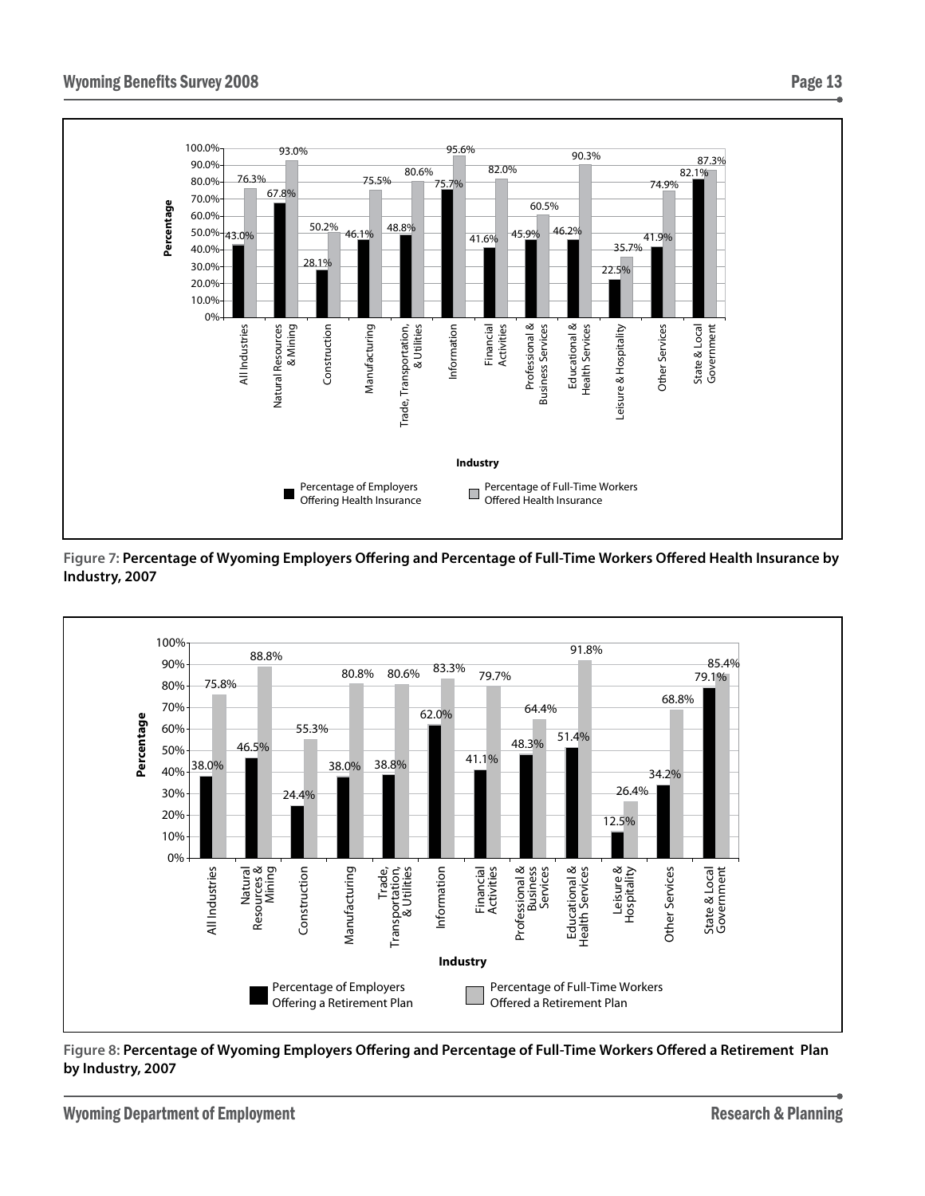Figure 7: **Percentage of Wyoming Employers Offering and Percentage of Full-Time Workers Offered Health Insurance by Industry, 2007**

| Industry | Percentage of Employers Offering Health Insurance | Percentage of Full-Time Workers Offered Health Insurance |
| --- | --- | --- |
| All Industries | 43.0% | 76.3% |
| Natural Resources & Mining | 67.8% | 93.0% |
| Construction | 28.1% | 50.2% |
| Manufacturing | 46.1% | 75.5% |
| Trade, Transportation, & Utilities | 48.8% | 80.6% |
| Information | 75.7% | 95.6% |
| Financial Activities | 41.6% | 82.0% |
| Professional & Business Services | 45.9% | 60.5% |
| Educational & Health Services | 46.2% | 90.3% |
| Leisure & Hospitality | 22.5% | 35.7% |
| Other Services | 41.9% | 74.9% |
| State & Local Government | 82.1% | 87.3% |

Figure 8: **Percentage of Wyoming Employers Offering and Percentage of Full-Time Workers Offered a Retirement Plan by Industry, 2007**

| Industry | Percentage of Employers Offering a Retirement Plan | Percentage of Full-Time Workers Offered a Retirement Plan |
| --- | --- | --- |
| All Industries | 38.0% | 75.8% |
| Natural Resources & Mining | 46.5% | 88.8% |
| Construction | 24.4% | 55.3% |
| Manufacturing | 38.0% | 80.8% |
| Trade, Transportation, & Utilities | 38.8% | 80.6% |
| Information | 62.0% | 83.3% |
| Financial Activities | 41.1% | 79.7% |
| Professional & Business Services | 48.3% | 64.4% |
| Educational & Health Services | 51.4% | 91.8% |
| Leisure & Hospitality | 12.5% | 26.4% |
| Other Services | 34.2% | 68.8% |
| State & Local Government | 79.1% | 85.4% |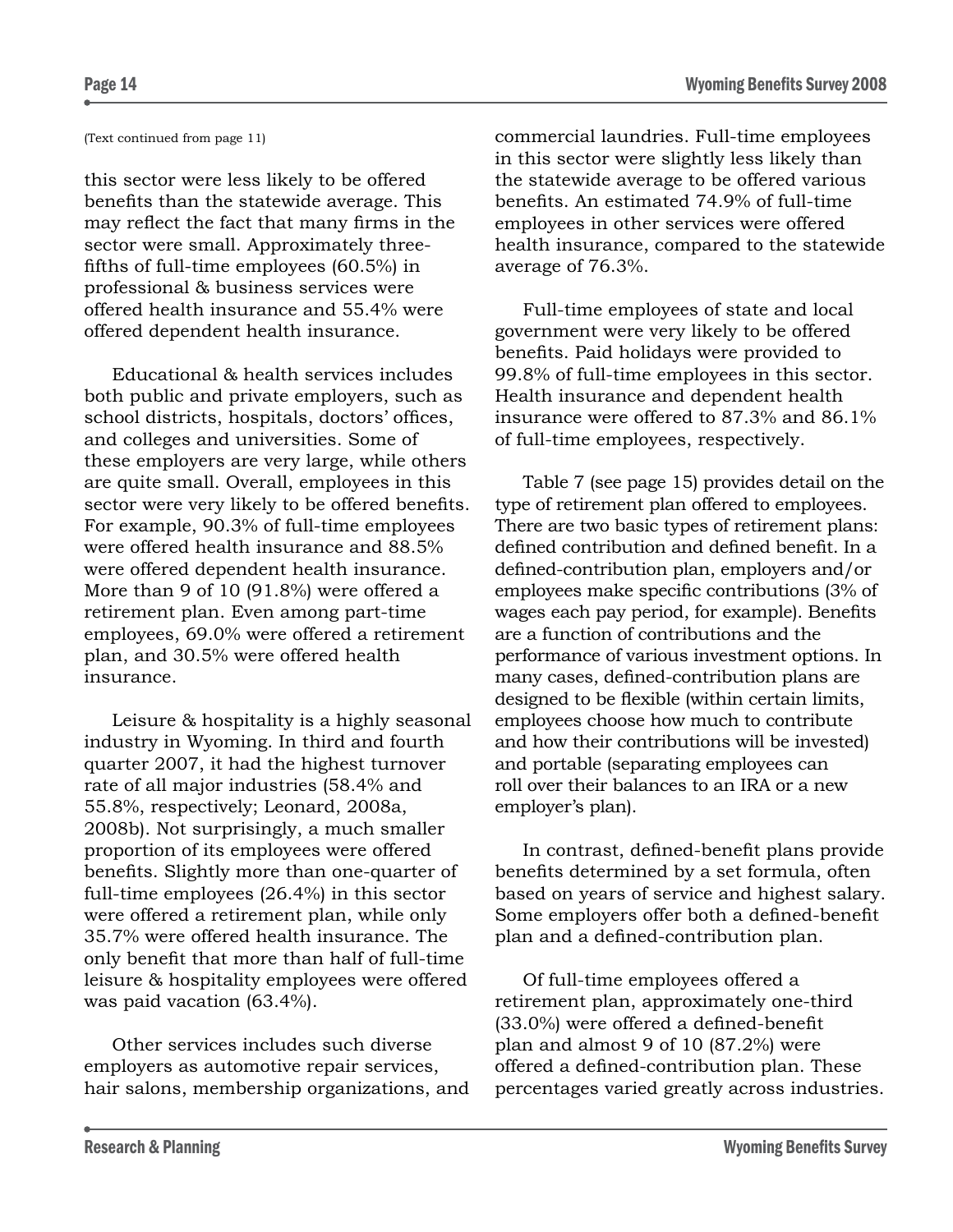(Text continued from page 11)

this sector were less likely to be offered benefits than the statewide average. This may reflect the fact that many firms in the sector were small. Approximately three-fifths of full-time employees (60.5%) in professional & business services were offered health insurance and 55.4% were offered dependent health insurance.

Educational & health services includes both public and private employers, such as school districts, hospitals, doctors' offices, and colleges and universities. Some of these employers are very large, while others are quite small. Overall, employees in this sector were very likely to be offered benefits. For example, 90.3% of full-time employees were offered health insurance and 88.5% were offered dependent health insurance. More than 9 of 10 (91.8%) were offered a retirement plan. Even among part-time employees, 69.0% were offered a retirement plan, and 30.5% were offered health insurance.

Leisure & hospitality is a highly seasonal industry in Wyoming. In third and fourth quarter 2007, it had the highest turnover rate of all major industries (58.4% and 55.8%, respectively; Leonard, 2008a, 2008b). Not surprisingly, a much smaller proportion of its employees were offered benefits. Slightly more than one-quarter of full-time employees (26.4%) in this sector were offered a retirement plan, while only 35.7% were offered health insurance. The only benefit that more than half of full-time leisure & hospitality employees were offered was paid vacation (63.4%).

Other services includes such diverse employers as automotive repair services, hair salons, membership organizations, and commercial laundries. Full-time employees in this sector were slightly less likely than the statewide average to be offered various benefits. An estimated 74.9% of full-time employees in other services were offered health insurance, compared to the statewide average of 76.3%.

Full-time employees of state and local government were very likely to be offered benefits. Paid holidays were provided to 99.8% of full-time employees in this sector. Health insurance and dependent health insurance were offered to 87.3% and 86.1% of full-time employees, respectively.

Table 7 (see page 15) provides detail on the type of retirement plan offered to employees. There are two basic types of retirement plans: defined contribution and defined benefit. In a defined-contribution plan, employers and/or employees make specific contributions (3% of wages each pay period, for example). Benefits are a function of contributions and the performance of various investment options. In many cases, defined-contribution plans are designed to be flexible (within certain limits, employees choose how much to contribute and how their contributions will be invested) and portable (separating employees can roll over their balances to an IRA or a new employer's plan).

In contrast, defined-benefit plans provide benefits determined by a set formula, often based on years of service and highest salary. Some employers offer both a defined-benefit plan and a defined-contribution plan.

Of full-time employees offered a retirement plan, approximately one-third (33.0%) were offered a defined-benefit plan and almost 9 of 10 (87.2%) were offered a defined-contribution plan. These percentages varied greatly across industries.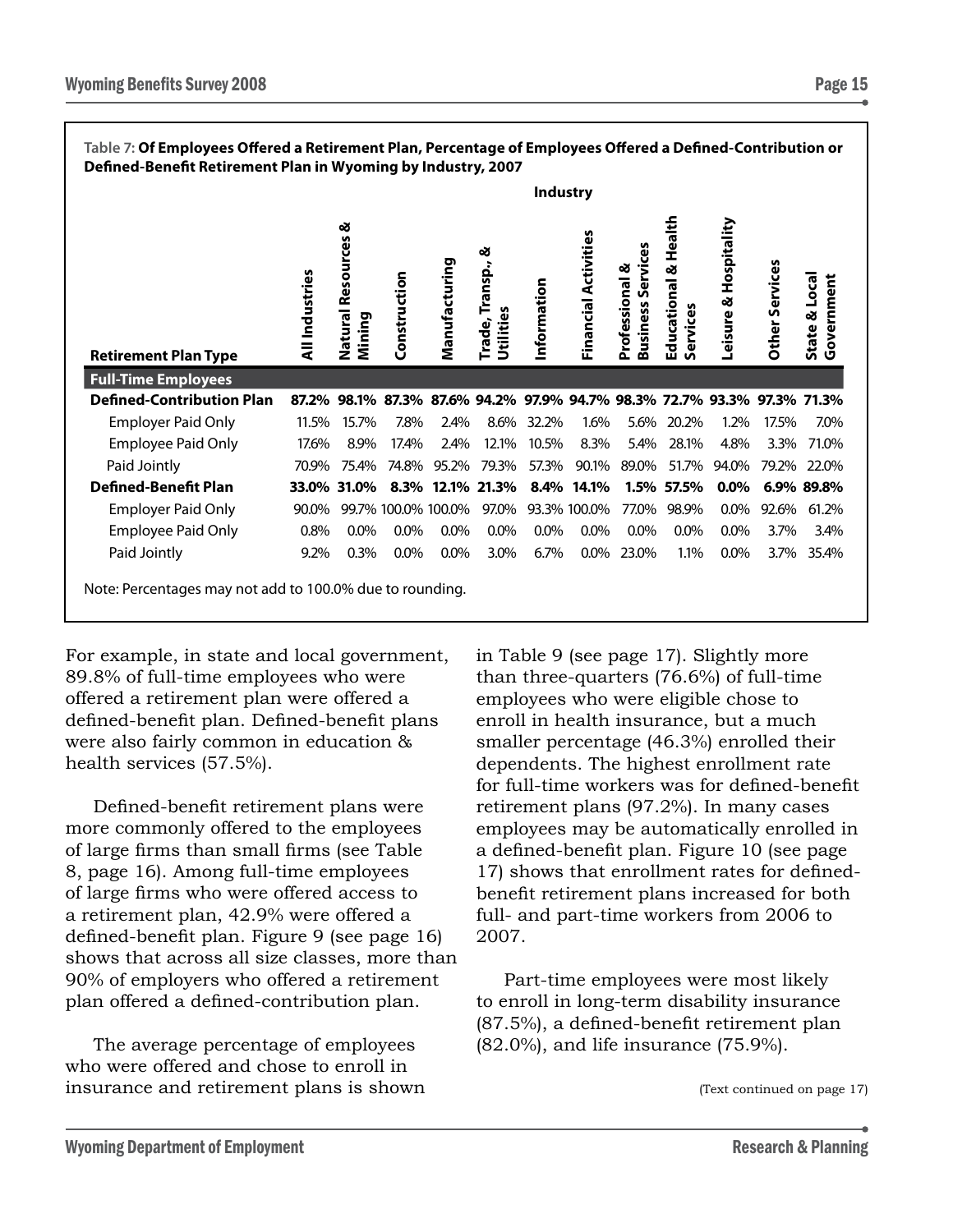Table 7: **Of Employees Offered a Retirement Plan, Percentage of Employees Offered a Defined-Contribution or Defined-Benefit Retirement Plan in Wyoming by Industry, 2007**

| | Industry | | | | | | | | | | | |
|---|---|---|---|---|---|---|---|---|---|---|---|---|
| **Retirement Plan Type** | **All Industries** | **Natural Resources & Mining** | **Construction** | **Manufacturing** | **Trade, Transp., & Utilities** | **Information** | **Financial Activities** | **Professional & Business Services** | **Educational & Health Services** | **Leisure & Hospitality** | **Other Services** | **State & Local Government** |
| **Full-Time Employees** | | | | | | | | | | | | |
| **Defined-Contribution Plan** | **87.2%** | **98.1%** | **87.3%** | **87.6%** | **94.2%** | **97.9%** | **94.7%** | **98.3%** | **72.7%** | **93.3%** | **97.3%** | **71.3%** |
| Employer Paid Only | 11.5% | 15.7% | 7.8% | 2.4% | 8.6% | 32.2% | 1.6% | 5.6% | 20.2% | 1.2% | 17.5% | 7.0% |
| Employee Paid Only | 17.6% | 8.9% | 17.4% | 2.4% | 12.1% | 10.5% | 8.3% | 5.4% | 28.1% | 4.8% | 3.3% | 71.0% |
| Paid Jointly | 70.9% | 75.4% | 74.8% | 95.2% | 79.3% | 57.3% | 90.1% | 89.0% | 51.7% | 94.0% | 79.2% | 22.0% |
| **Defined-Benefit Plan** | **33.0%** | **31.0%** | **8.3%** | **12.1%** | **21.3%** | **8.4%** | **14.1%** | **1.5%** | **57.5%** | **0.0%** | **6.9%** | **89.8%** |
| Employer Paid Only | 90.0% | 99.7% | 100.0% | 100.0% | 97.0% | 93.3% | 100.0% | 77.0% | 98.9% | 0.0% | 92.6% | 61.2% |
| Employee Paid Only | 0.8% | 0.0% | 0.0% | 0.0% | 0.0% | 0.0% | 0.0% | 0.0% | 0.0% | 0.0% | 3.7% | 3.4% |
| Paid Jointly | 9.2% | 0.3% | 0.0% | 0.0% | 3.0% | 6.7% | 0.0% | 23.0% | 1.1% | 0.0% | 3.7% | 35.4% |

Note: Percentages may not add to 100.0% due to rounding.

For example, in state and local government, 89.8% of full-time employees who were offered a retirement plan were offered a defined-benefit plan. Defined-benefit plans were also fairly common in education & health services (57.5%).

Defined-benefit retirement plans were more commonly offered to the employees of large firms than small firms (see Table 8, page 16). Among full-time employees of large firms who were offered access to a retirement plan, 42.9% were offered a defined-benefit plan. Figure 9 (see page 16) shows that across all size classes, more than 90% of employers who offered a retirement plan offered a defined-contribution plan.

The average percentage of employees who were offered and chose to enroll in insurance and retirement plans is shown in Table 9 (see page 17). Slightly more than three-quarters (76.6%) of full-time employees who were eligible chose to enroll in health insurance, but a much smaller percentage (46.3%) enrolled their dependents. The highest enrollment rate for full-time workers was for defined-benefit retirement plans (97.2%). In many cases employees may be automatically enrolled in a defined-benefit plan. Figure 10 (see page 17) shows that enrollment rates for defined-benefit retirement plans increased for both full- and part-time workers from 2006 to 2007.

Part-time employees were most likely to enroll in long-term disability insurance (87.5%), a defined-benefit retirement plan (82.0%), and life insurance (75.9%).

(Text continued on page 17)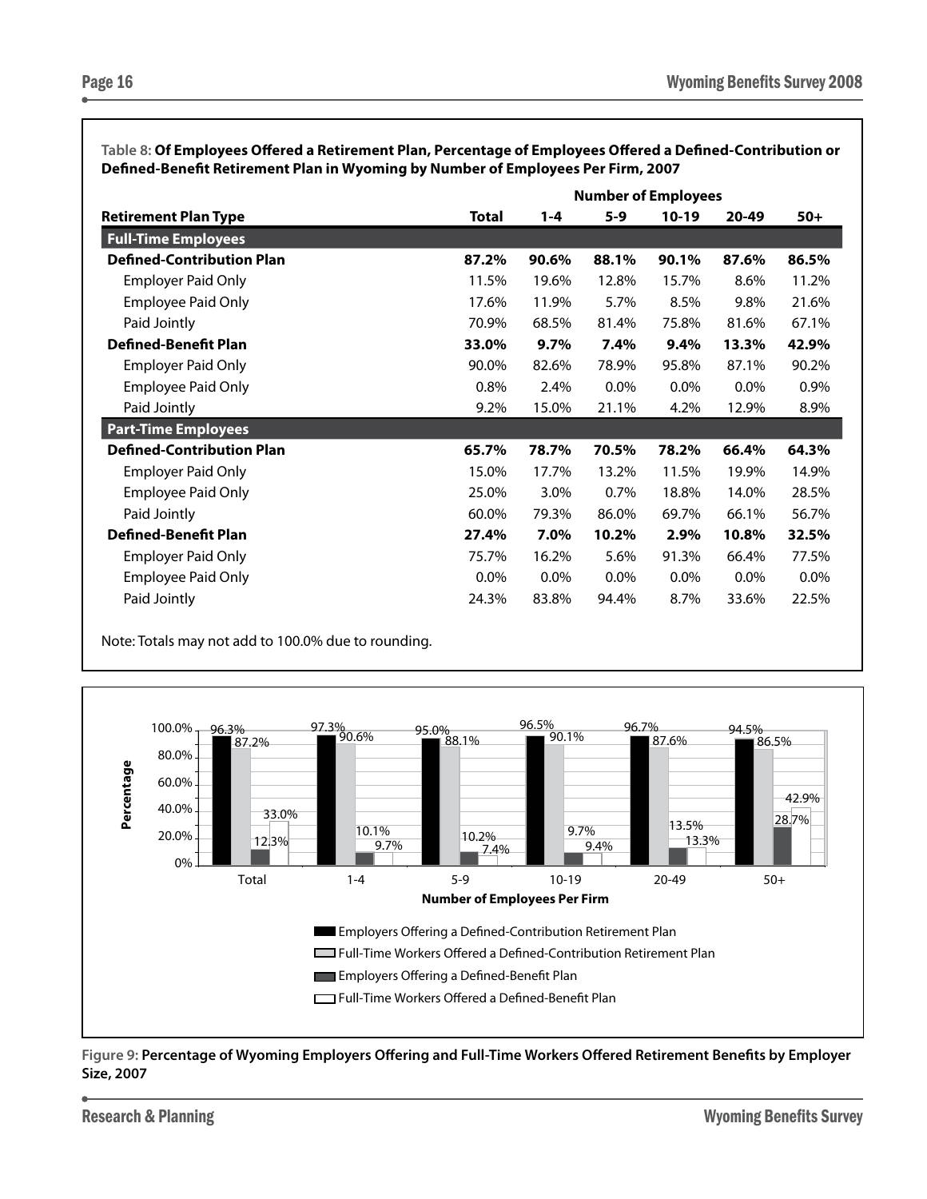**Table 8: Of Employees Offered a Retirement Plan, Percentage of Employees Offered a Defined-Contribution or Defined-Benefit Retirement Plan in Wyoming by Number of Employees Per Firm, 2007**

| | Number of Employees | | | | | |
|---|---|---|---|---|---|---|
| **Retirement Plan Type** | **Total** | **1-4** | **5-9** | **10-19** | **20-49** | **50+** |
| **Full-Time Employees** | | | | | | |
| **Defined-Contribution Plan** | **87.2%** | **90.6%** | **88.1%** | **90.1%** | **87.6%** | **86.5%** |
| Employer Paid Only | 11.5% | 19.6% | 12.8% | 15.7% | 8.6% | 11.2% |
| Employee Paid Only | 17.6% | 11.9% | 5.7% | 8.5% | 9.8% | 21.6% |
| Paid Jointly | 70.9% | 68.5% | 81.4% | 75.8% | 81.6% | 67.1% |
| **Defined-Benefit Plan** | **33.0%** | **9.7%** | **7.4%** | **9.4%** | **13.3%** | **42.9%** |
| Employer Paid Only | 90.0% | 82.6% | 78.9% | 95.8% | 87.1% | 90.2% |
| Employee Paid Only | 0.8% | 2.4% | 0.0% | 0.0% | 0.0% | 0.9% |
| Paid Jointly | 9.2% | 15.0% | 21.1% | 4.2% | 12.9% | 8.9% |
| **Part-Time Employees** | | | | | | |
| **Defined-Contribution Plan** | **65.7%** | **78.7%** | **70.5%** | **78.2%** | **66.4%** | **64.3%** |
| Employer Paid Only | 15.0% | 17.7% | 13.2% | 11.5% | 19.9% | 14.9% |
| Employee Paid Only | 25.0% | 3.0% | 0.7% | 18.8% | 14.0% | 28.5% |
| Paid Jointly | 60.0% | 79.3% | 86.0% | 69.7% | 66.1% | 56.7% |
| **Defined-Benefit Plan** | **27.4%** | **7.0%** | **10.2%** | **2.9%** | **10.8%** | **32.5%** |
| Employer Paid Only | 75.7% | 16.2% | 5.6% | 91.3% | 66.4% | 77.5% |
| Employee Paid Only | 0.0% | 0.0% | 0.0% | 0.0% | 0.0% | 0.0% |
| Paid Jointly | 24.3% | 83.8% | 94.4% | 8.7% | 33.6% | 22.5% |

Note: Totals may not add to 100.0% due to rounding.

**Figure 9: Percentage of Wyoming Employers Offering and Full-Time Workers Offered Retirement Benefits by Employer Size, 2007**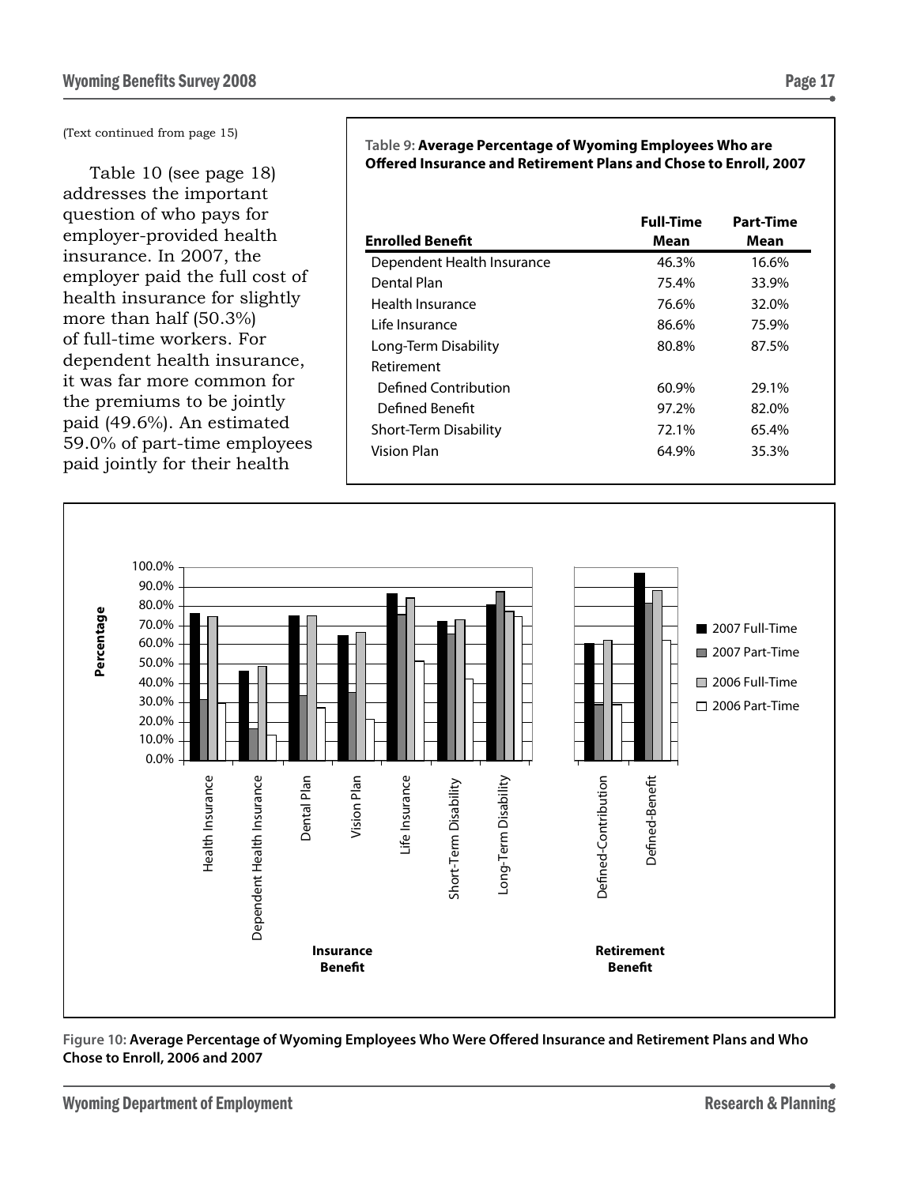(Text continued from page 15)

Table 10 (see page 18) addresses the important question of who pays for employer-provided health insurance. In 2007, the employer paid the full cost of health insurance for slightly more than half (50.3%) of full-time workers. For dependent health insurance, it was far more common for the premiums to be jointly paid (49.6%). An estimated 59.0% of part-time employees paid jointly for their health

**Table 9: Average Percentage of Wyoming Employees Who are Offered Insurance and Retirement Plans and Chose to Enroll, 2007**

| Enrolled Benefit | Full-Time Mean | Part-Time Mean |
|---|---|---|
| Dependent Health Insurance | 46.3% | 16.6% |
| Dental Plan | 75.4% | 33.9% |
| Health Insurance | 76.6% | 32.0% |
| Life Insurance | 86.6% | 75.9% |
| Long-Term Disability | 80.8% | 87.5% |
| Retirement | | |
| Defined Contribution | 60.9% | 29.1% |
| Defined Benefit | 97.2% | 82.0% |
| Short-Term Disability | 72.1% | 65.4% |
| Vision Plan | 64.9% | 35.3% |

**Figure 10: Average Percentage of Wyoming Employees Who Were Offered Insurance and Retirement Plans and Who Chose to Enroll, 2006 and 2007**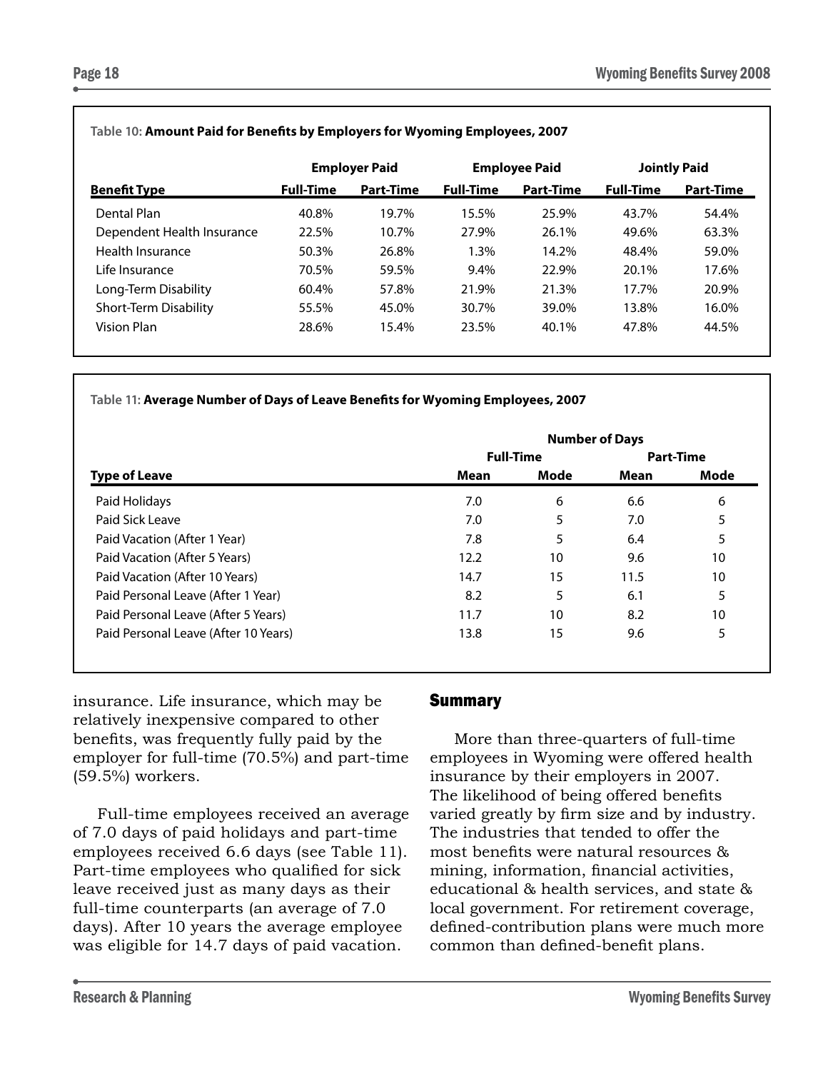Table 10: **Amount Paid for Benefits by Employers for Wyoming Employees, 2007**

| | Employer Paid | | Employee Paid | | Jointly Paid | |
|---|---|---|---|---|---|---|
| **Benefit Type** | **Full-Time** | **Part-Time** | **Full-Time** | **Part-Time** | **Full-Time** | **Part-Time** |
| Dental Plan | 40.8% | 19.7% | 15.5% | 25.9% | 43.7% | 54.4% |
| Dependent Health Insurance | 22.5% | 10.7% | 27.9% | 26.1% | 49.6% | 63.3% |
| Health Insurance | 50.3% | 26.8% | 1.3% | 14.2% | 48.4% | 59.0% |
| Life Insurance | 70.5% | 59.5% | 9.4% | 22.9% | 20.1% | 17.6% |
| Long-Term Disability | 60.4% | 57.8% | 21.9% | 21.3% | 17.7% | 20.9% |
| Short-Term Disability | 55.5% | 45.0% | 30.7% | 39.0% | 13.8% | 16.0% |
| Vision Plan | 28.6% | 15.4% | 23.5% | 40.1% | 47.8% | 44.5% |

Table 11: **Average Number of Days of Leave Benefits for Wyoming Employees, 2007**

| | Number of Days | | | |
|---|---|---|---|---|
| | Full-Time | | Part-Time | |
| **Type of Leave** | **Mean** | **Mode** | **Mean** | **Mode** |
| Paid Holidays | 7.0 | 6 | 6.6 | 6 |
| Paid Sick Leave | 7.0 | 5 | 7.0 | 5 |
| Paid Vacation (After 1 Year) | 7.8 | 5 | 6.4 | 5 |
| Paid Vacation (After 5 Years) | 12.2 | 10 | 9.6 | 10 |
| Paid Vacation (After 10 Years) | 14.7 | 15 | 11.5 | 10 |
| Paid Personal Leave (After 1 Year) | 8.2 | 5 | 6.1 | 5 |
| Paid Personal Leave (After 5 Years) | 11.7 | 10 | 8.2 | 10 |
| Paid Personal Leave (After 10 Years) | 13.8 | 15 | 9.6 | 5 |

insurance. Life insurance, which may be relatively inexpensive compared to other benefits, was frequently fully paid by the employer for full-time (70.5%) and part-time (59.5%) workers.

Full-time employees received an average of 7.0 days of paid holidays and part-time employees received 6.6 days (see Table 11). Part-time employees who qualified for sick leave received just as many days as their full-time counterparts (an average of 7.0 days). After 10 years the average employee was eligible for 14.7 days of paid vacation.

## Summary

More than three-quarters of full-time employees in Wyoming were offered health insurance by their employers in 2007. The likelihood of being offered benefits varied greatly by firm size and by industry. The industries that tended to offer the most benefits were natural resources & mining, information, financial activities, educational & health services, and state & local government. For retirement coverage, defined-contribution plans were much more common than defined-benefit plans.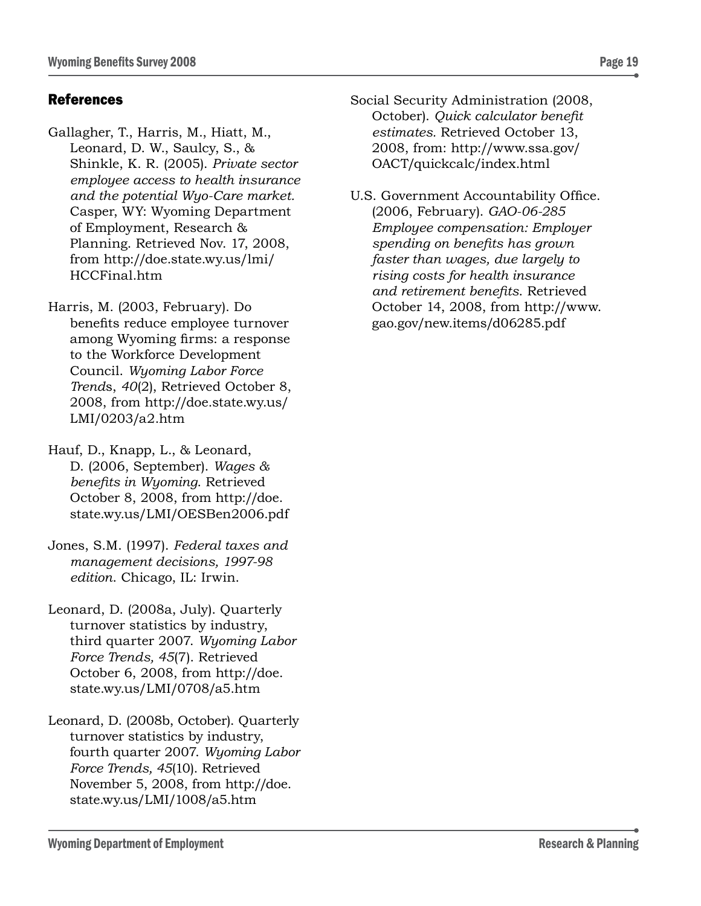## References

Gallagher, T., Harris, M., Hiatt, M., Leonard, D. W., Saulcy, S., & Shinkle, K. R. (2005). *Private sector employee access to health insurance and the potential Wyo-Care market.* Casper, WY: Wyoming Department of Employment, Research & Planning. Retrieved Nov. 17, 2008, from http://doe.state.wy.us/lmi/HCCFinal.htm

Harris, M. (2003, February). Do benefits reduce employee turnover among Wyoming firms: a response to the Workforce Development Council. *Wyoming Labor Force Trends*, *40*(2), Retrieved October 8, 2008, from http://doe.state.wy.us/LMI/0203/a2.htm

Hauf, D., Knapp, L., & Leonard, D. (2006, September). *Wages & benefits in Wyoming*. Retrieved October 8, 2008, from http://doe.state.wy.us/LMI/OESBen2006.pdf

Jones, S.M. (1997). *Federal taxes and management decisions, 1997-98 edition.* Chicago, IL: Irwin.

Leonard, D. (2008a, July). Quarterly turnover statistics by industry, third quarter 2007. *Wyoming Labor Force Trends, 45*(7). Retrieved October 6, 2008, from http://doe.state.wy.us/LMI/0708/a5.htm

Leonard, D. (2008b, October). Quarterly turnover statistics by industry, fourth quarter 2007. *Wyoming Labor Force Trends, 45*(10). Retrieved November 5, 2008, from http://doe.state.wy.us/LMI/1008/a5.htm

Social Security Administration (2008, October). *Quick calculator benefit estimates.* Retrieved October 13, 2008, from: http://www.ssa.gov/OACT/quickcalc/index.html

U.S. Government Accountability Office. (2006, February). *GAO-06-285 Employee compensation: Employer spending on benefits has grown faster than wages, due largely to rising costs for health insurance and retirement benefits*. Retrieved October 14, 2008, from http://www.gao.gov/new.items/d06285.pdf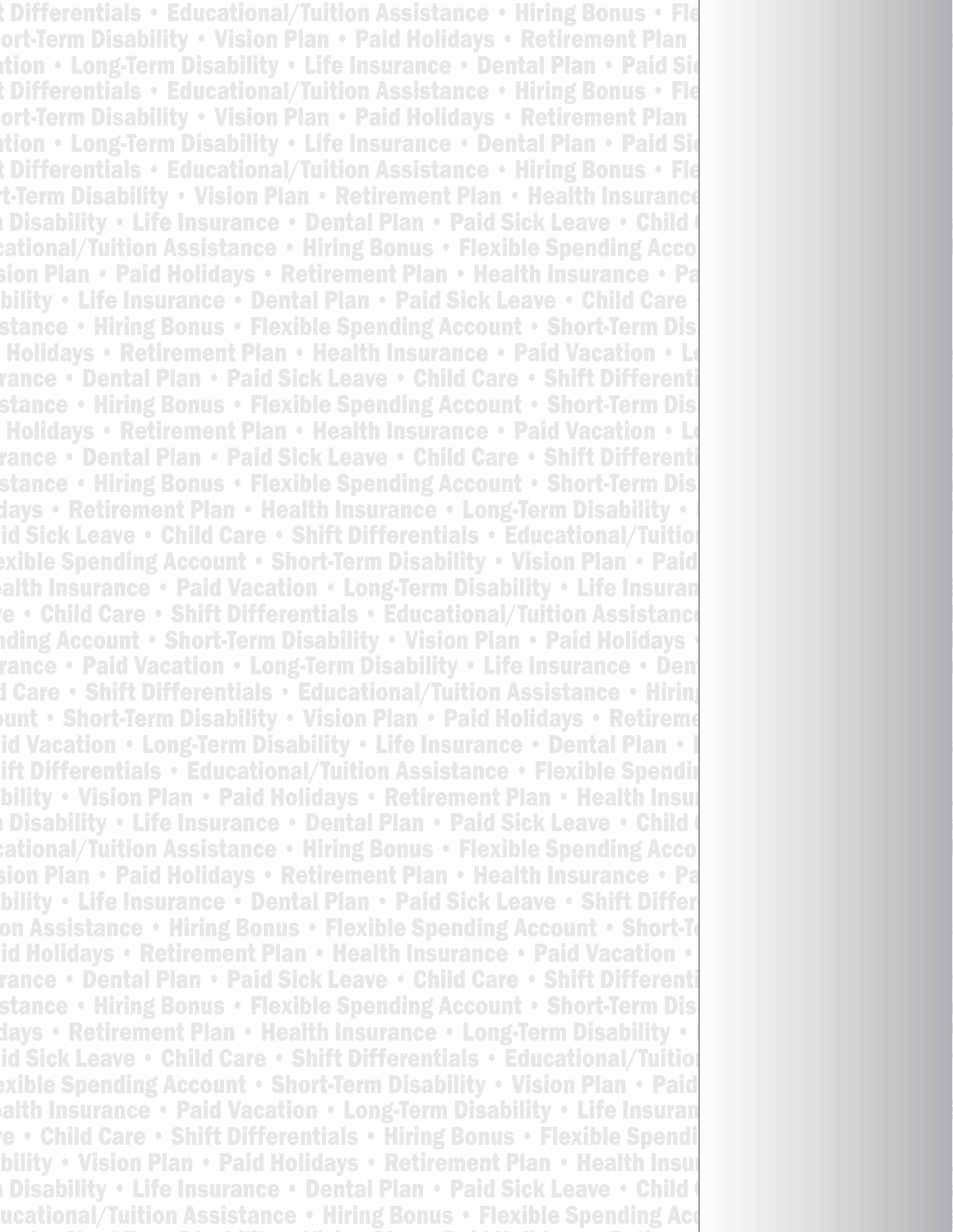t Differentials • Educational/Tuition Assistance • Hiring Bonus • Fle
ort-Term Disability • Vision Plan • Paid Holidays • Retirement Plan
ation • Long-Term Disability • Life Insurance • Dental Plan • Paid Sic
t Differentials • Educational/Tuition Assistance • Hiring Bonus • Fle
ort-Term Disability • Vision Plan • Paid Holidays • Retirement Plan
ation • Long-Term Disability • Life Insurance • Dental Plan • Paid Sic
t Differentials • Educational/Tuition Assistance • Hiring Bonus • Fle
rt-Term Disability • Vision Plan • Retirement Plan • Health Insurance
n Disability • Life Insurance • Dental Plan • Paid Sick Leave • Child C
cational/Tuition Assistance • Hiring Bonus • Flexible Spending Acco
sion Plan • Paid Holidays • Retirement Plan • Health Insurance • Pa
bility • Life Insurance • Dental Plan • Paid Sick Leave • Child Care
stance • Hiring Bonus • Flexible Spending Account • Short-Term Dis
Holidays • Retirement Plan • Health Insurance • Paid Vacation • Lo
rance • Dental Plan • Paid Sick Leave • Child Care • Shift Differenti
stance • Hiring Bonus • Flexible Spending Account • Short-Term Dis
Holidays • Retirement Plan • Health Insurance • Paid Vacation • Lo
rance • Dental Plan • Paid Sick Leave • Child Care • Shift Differenti
stance • Hiring Bonus • Flexible Spending Account • Short-Term Dis
days • Retirement Plan • Health Insurance • Long-Term Disability •
id Sick Leave • Child Care • Shift Differentials • Educational/Tuitio
exible Spending Account • Short-Term Disability • Vision Plan • Paid
alth Insurance • Paid Vacation • Long-Term Disability • Life Insuran
e • Child Care • Shift Differentials • Educational/Tuition Assistance
nding Account • Short-Term Disability • Vision Plan • Paid Holidays
rance • Paid Vacation • Long-Term Disability • Life Insurance • Den
d Care • Shift Differentials • Educational/Tuition Assistance • Hiring
unt • Short-Term Disability • Vision Plan • Paid Holidays • Retireme
id Vacation • Long-Term Disability • Life Insurance • Dental Plan •
ift Differentials • Educational/Tuition Assistance • Flexible Spendin
bility • Vision Plan • Paid Holidays • Retirement Plan • Health Insur
n Disability • Life Insurance • Dental Plan • Paid Sick Leave • Child C
cational/Tuition Assistance • Hiring Bonus • Flexible Spending Acco
sion Plan • Paid Holidays • Retirement Plan • Health Insurance • Pa
bility • Life Insurance • Dental Plan • Paid Sick Leave • Shift Differ
on Assistance • Hiring Bonus • Flexible Spending Account • Short-Te
id Holidays • Retirement Plan • Health Insurance • Paid Vacation •
rance • Dental Plan • Paid Sick Leave • Child Care • Shift Differenti
stance • Hiring Bonus • Flexible Spending Account • Short-Term Dis
days • Retirement Plan • Health Insurance • Long-Term Disability •
id Sick Leave • Child Care • Shift Differentials • Educational/Tuitio
exible Spending Account • Short-Term Disability • Vision Plan • Paid
alth Insurance • Paid Vacation • Long-Term Disability • Life Insuran
e • Child Care • Shift Differentials • Hiring Bonus • Flexible Spendi
bility • Vision Plan • Paid Holidays • Retirement Plan • Health Insur
n Disability • Life Insurance • Dental Plan • Paid Sick Leave • Child C
ucational/Tuition Assistance • Hiring Bonus • Flexible Spending Acc